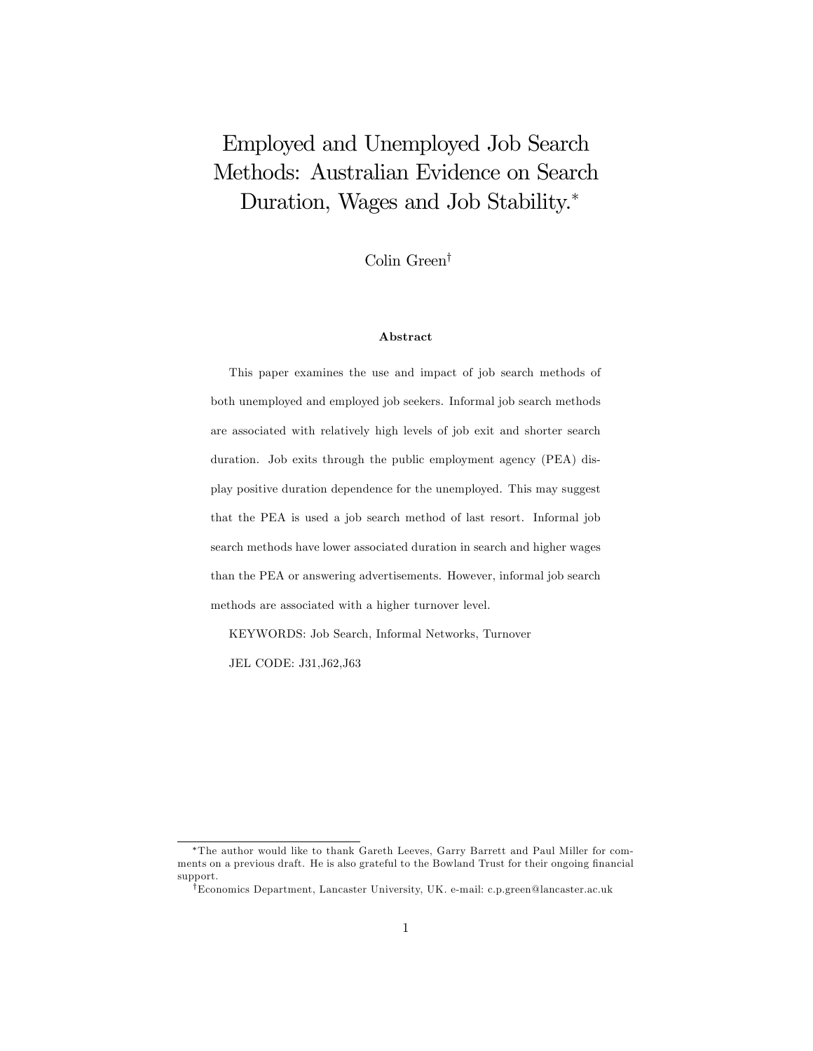# Employed and Unemployed Job Search Methods: Australian Evidence on Search Duration, Wages and Job Stability.*

Colin Green†

### Abstract

This paper examines the use and impact of job search methods of both unemployed and employed job seekers. Informal job search methods are associated with relatively high levels of job exit and shorter search duration. Job exits through the public employment agency (PEA) display positive duration dependence for the unemployed. This may suggest that the PEA is used a job search method of last resort. Informal job search methods have lower associated duration in search and higher wages than the PEA or answering advertisements. However, informal job search methods are associated with a higher turnover level.

KEYWORDS: Job Search, Informal Networks, Turnover

JEL CODE: J31,J62,J63

---

*The author would like to thank Gareth Leeves, Garry Barrett and Paul Miller for comments on a previous draft. He is also grateful to the Bowland Trust for their ongoing financial support.

†Economics Department, Lancaster University, UK. e-mail: c.p.green@lancaster.ac.uk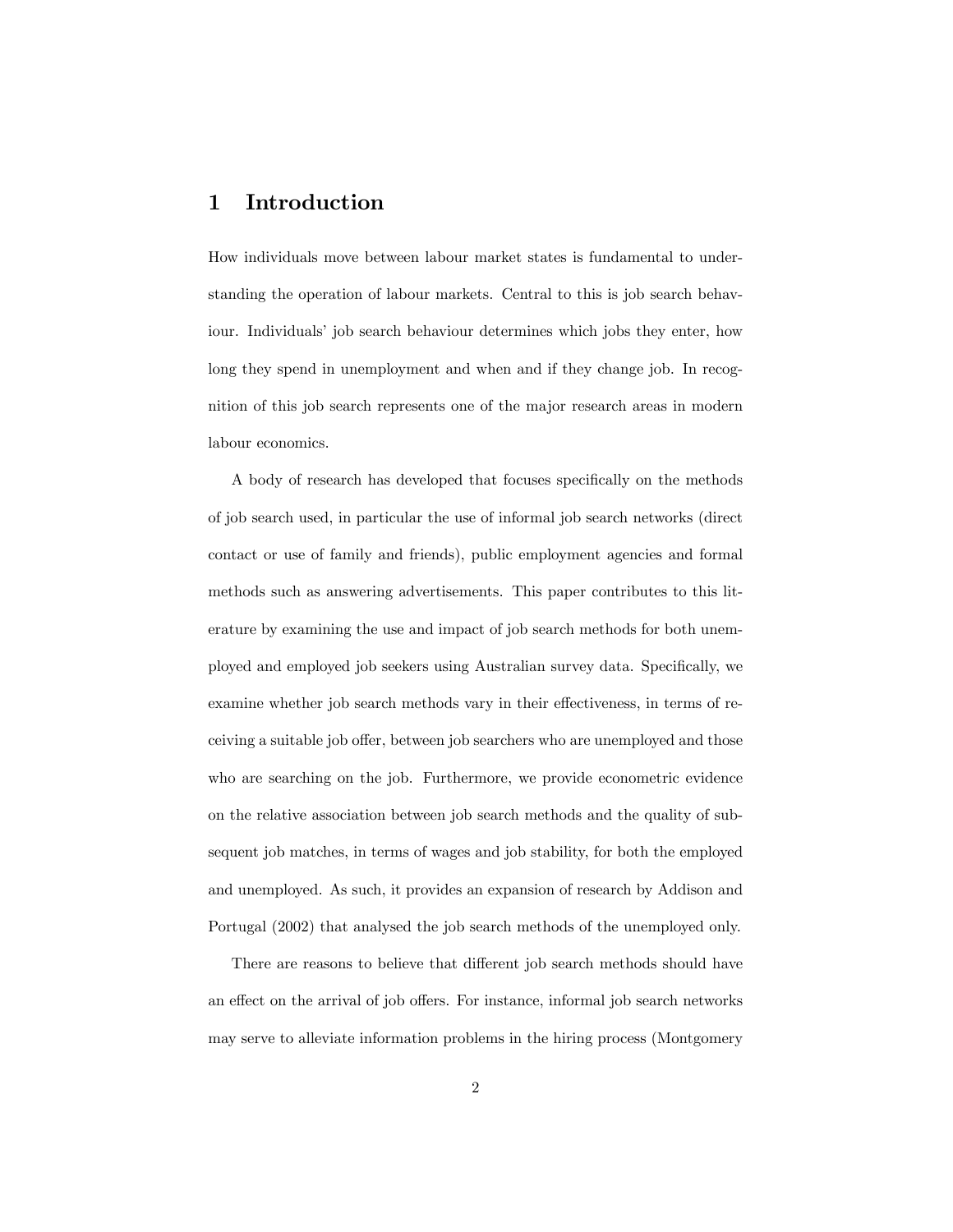# 1 Introduction

How individuals move between labour market states is fundamental to understanding the operation of labour markets. Central to this is job search behaviour. Individuals' job search behaviour determines which jobs they enter, how long they spend in unemployment and when and if they change job. In recognition of this job search represents one of the major research areas in modern labour economics.

A body of research has developed that focuses specifically on the methods of job search used, in particular the use of informal job search networks (direct contact or use of family and friends), public employment agencies and formal methods such as answering advertisements. This paper contributes to this literature by examining the use and impact of job search methods for both unemployed and employed job seekers using Australian survey data. Specifically, we examine whether job search methods vary in their effectiveness, in terms of receiving a suitable job offer, between job searchers who are unemployed and those who are searching on the job. Furthermore, we provide econometric evidence on the relative association between job search methods and the quality of subsequent job matches, in terms of wages and job stability, for both the employed and unemployed. As such, it provides an expansion of research by Addison and Portugal (2002) that analysed the job search methods of the unemployed only.

There are reasons to believe that different job search methods should have an effect on the arrival of job offers. For instance, informal job search networks may serve to alleviate information problems in the hiring process (Montgomery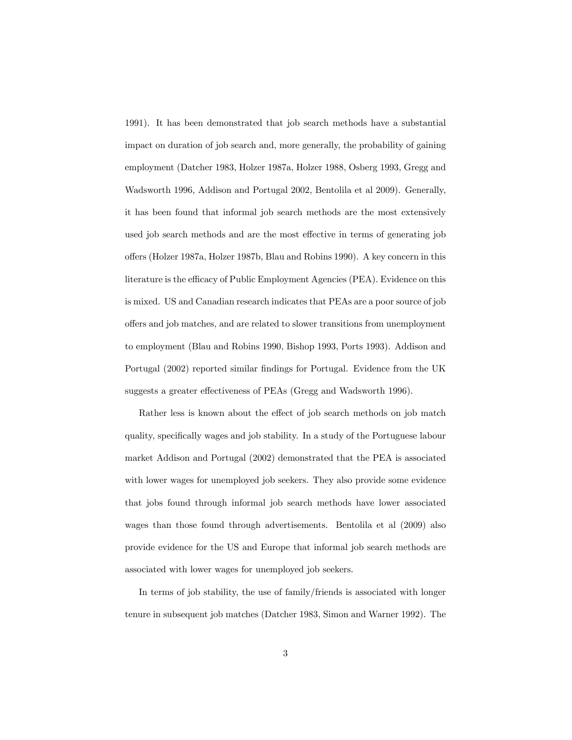1991). It has been demonstrated that job search methods have a substantial impact on duration of job search and, more generally, the probability of gaining employment (Datcher 1983, Holzer 1987a, Holzer 1988, Osberg 1993, Gregg and Wadsworth 1996, Addison and Portugal 2002, Bentolila et al 2009). Generally, it has been found that informal job search methods are the most extensively used job search methods and are the most effective in terms of generating job offers (Holzer 1987a, Holzer 1987b, Blau and Robins 1990). A key concern in this literature is the efficacy of Public Employment Agencies (PEA). Evidence on this is mixed. US and Canadian research indicates that PEAs are a poor source of job offers and job matches, and are related to slower transitions from unemployment to employment (Blau and Robins 1990, Bishop 1993, Ports 1993). Addison and Portugal (2002) reported similar findings for Portugal. Evidence from the UK suggests a greater effectiveness of PEAs (Gregg and Wadsworth 1996).

Rather less is known about the effect of job search methods on job match quality, specifically wages and job stability. In a study of the Portuguese labour market Addison and Portugal (2002) demonstrated that the PEA is associated with lower wages for unemployed job seekers. They also provide some evidence that jobs found through informal job search methods have lower associated wages than those found through advertisements. Bentolila et al (2009) also provide evidence for the US and Europe that informal job search methods are associated with lower wages for unemployed job seekers.

In terms of job stability, the use of family/friends is associated with longer tenure in subsequent job matches (Datcher 1983, Simon and Warner 1992). The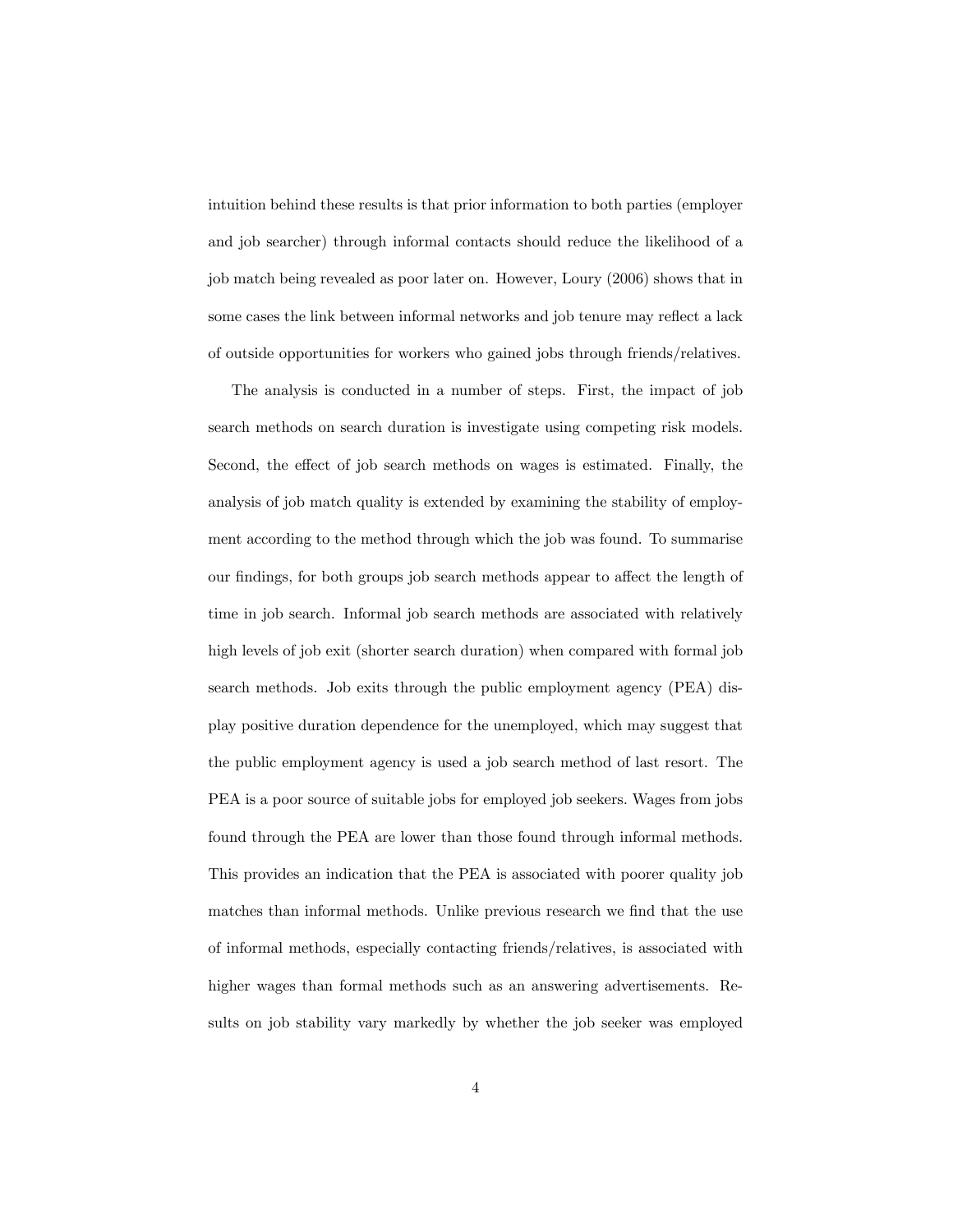intuition behind these results is that prior information to both parties (employer and job searcher) through informal contacts should reduce the likelihood of a job match being revealed as poor later on. However, Loury (2006) shows that in some cases the link between informal networks and job tenure may reflect a lack of outside opportunities for workers who gained jobs through friends/relatives.

The analysis is conducted in a number of steps. First, the impact of job search methods on search duration is investigate using competing risk models. Second, the effect of job search methods on wages is estimated. Finally, the analysis of job match quality is extended by examining the stability of employment according to the method through which the job was found. To summarise our findings, for both groups job search methods appear to affect the length of time in job search. Informal job search methods are associated with relatively high levels of job exit (shorter search duration) when compared with formal job search methods. Job exits through the public employment agency (PEA) display positive duration dependence for the unemployed, which may suggest that the public employment agency is used a job search method of last resort. The PEA is a poor source of suitable jobs for employed job seekers. Wages from jobs found through the PEA are lower than those found through informal methods. This provides an indication that the PEA is associated with poorer quality job matches than informal methods. Unlike previous research we find that the use of informal methods, especially contacting friends/relatives, is associated with higher wages than formal methods such as an answering advertisements. Results on job stability vary markedly by whether the job seeker was employed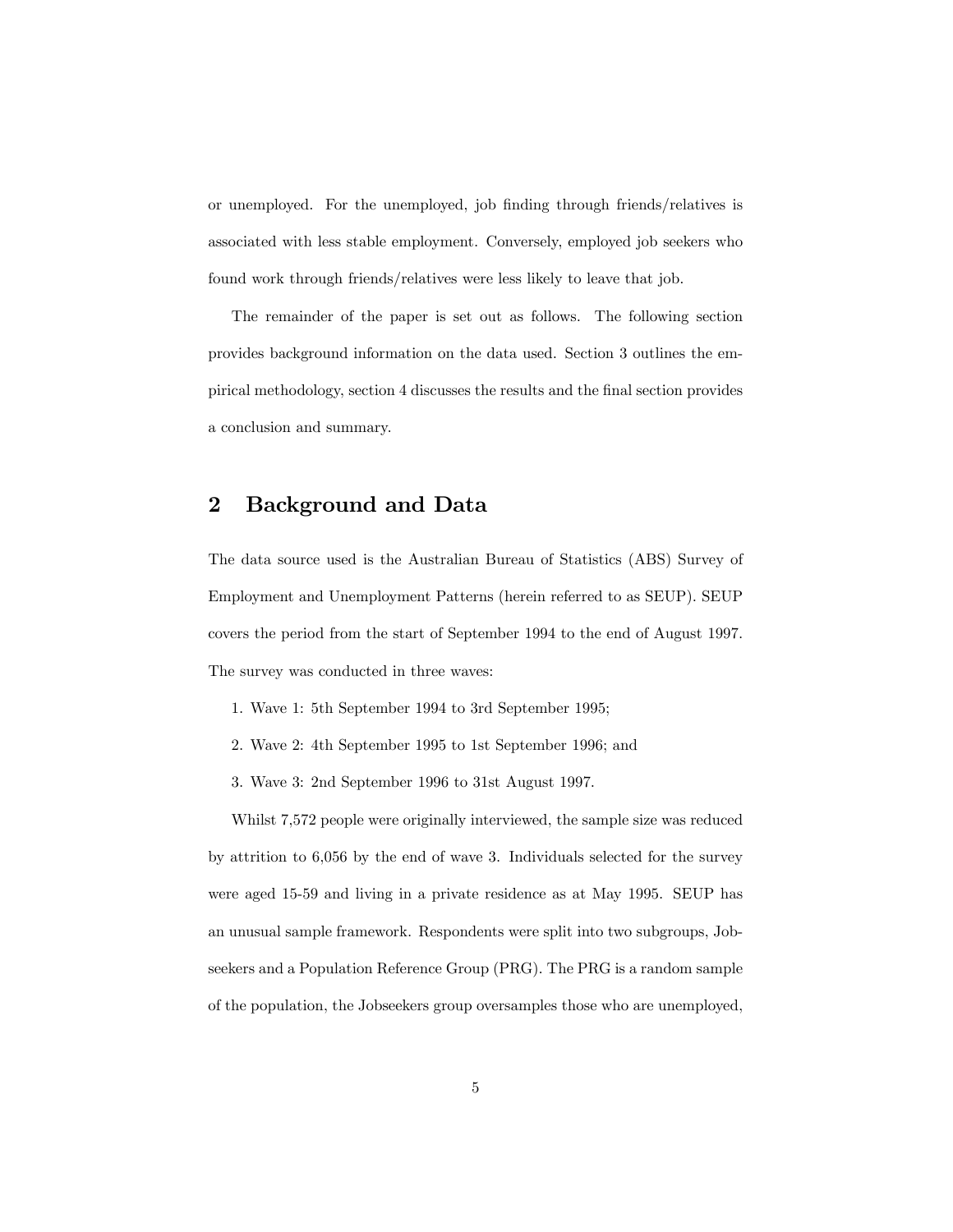or unemployed. For the unemployed, job finding through friends/relatives is associated with less stable employment. Conversely, employed job seekers who found work through friends/relatives were less likely to leave that job.

The remainder of the paper is set out as follows. The following section provides background information on the data used. Section 3 outlines the empirical methodology, section 4 discusses the results and the final section provides a conclusion and summary.

## 2 Background and Data

The data source used is the Australian Bureau of Statistics (ABS) Survey of Employment and Unemployment Patterns (herein referred to as SEUP). SEUP covers the period from the start of September 1994 to the end of August 1997. The survey was conducted in three waves:

1. Wave 1: 5th September 1994 to 3rd September 1995;
2. Wave 2: 4th September 1995 to 1st September 1996; and
3. Wave 3: 2nd September 1996 to 31st August 1997.

Whilst 7,572 people were originally interviewed, the sample size was reduced by attrition to 6,056 by the end of wave 3. Individuals selected for the survey were aged 15-59 and living in a private residence as at May 1995. SEUP has an unusual sample framework. Respondents were split into two subgroups, Jobseekers and a Population Reference Group (PRG). The PRG is a random sample of the population, the Jobseekers group oversamples those who are unemployed,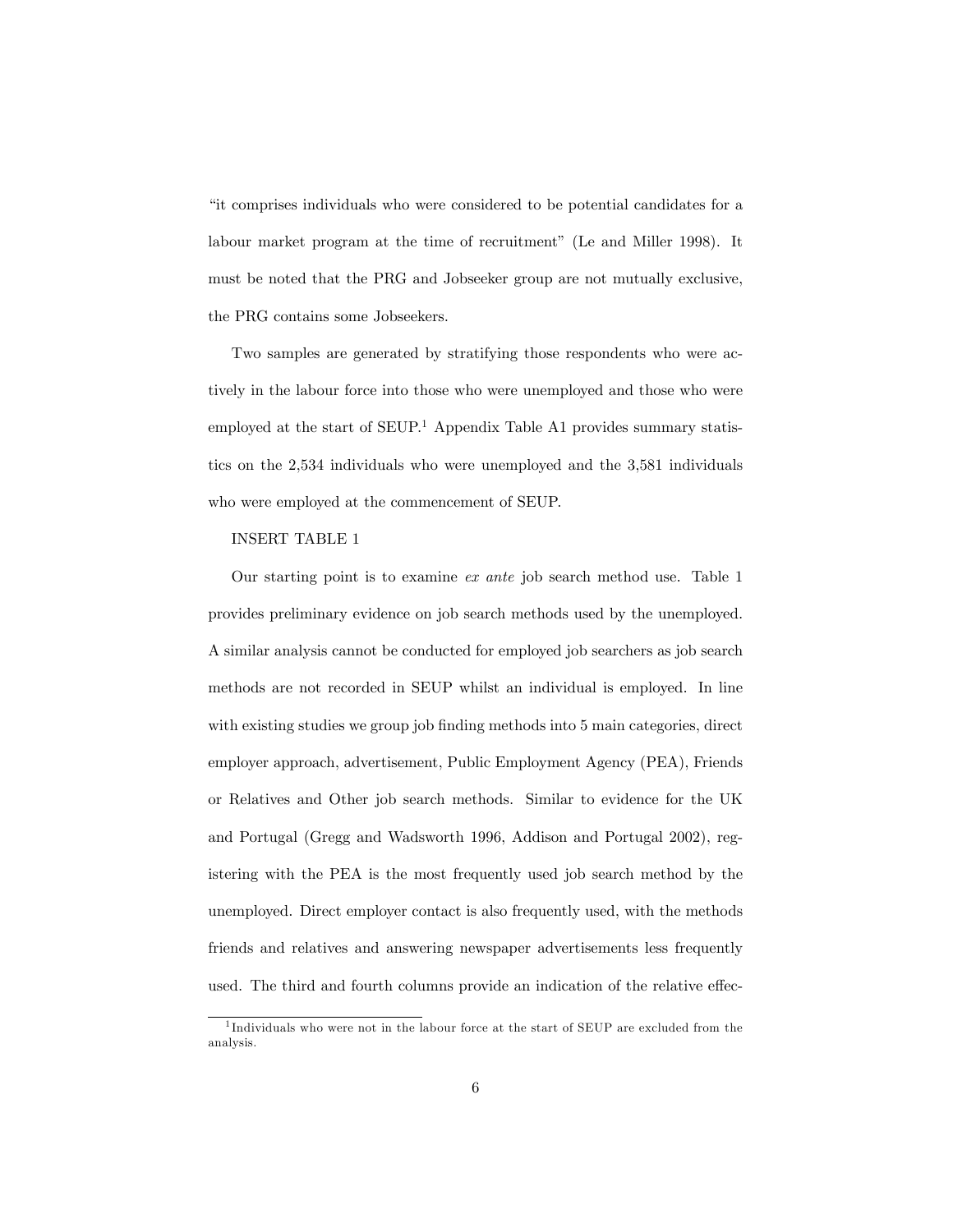"it comprises individuals who were considered to be potential candidates for a labour market program at the time of recruitment" (Le and Miller 1998). It must be noted that the PRG and Jobseeker group are not mutually exclusive, the PRG contains some Jobseekers.

Two samples are generated by stratifying those respondents who were actively in the labour force into those who were unemployed and those who were employed at the start of SEUP.[1] Appendix Table A1 provides summary statistics on the 2,534 individuals who were unemployed and the 3,581 individuals who were employed at the commencement of SEUP.

INSERT TABLE 1

Our starting point is to examine *ex ante* job search method use. Table 1 provides preliminary evidence on job search methods used by the unemployed. A similar analysis cannot be conducted for employed job searchers as job search methods are not recorded in SEUP whilst an individual is employed. In line with existing studies we group job finding methods into 5 main categories, direct employer approach, advertisement, Public Employment Agency (PEA), Friends or Relatives and Other job search methods. Similar to evidence for the UK and Portugal (Gregg and Wadsworth 1996, Addison and Portugal 2002), registering with the PEA is the most frequently used job search method by the unemployed. Direct employer contact is also frequently used, with the methods friends and relatives and answering newspaper advertisements less frequently used. The third and fourth columns provide an indication of the relative effec-

[1] Individuals who were not in the labour force at the start of SEUP are excluded from the analysis.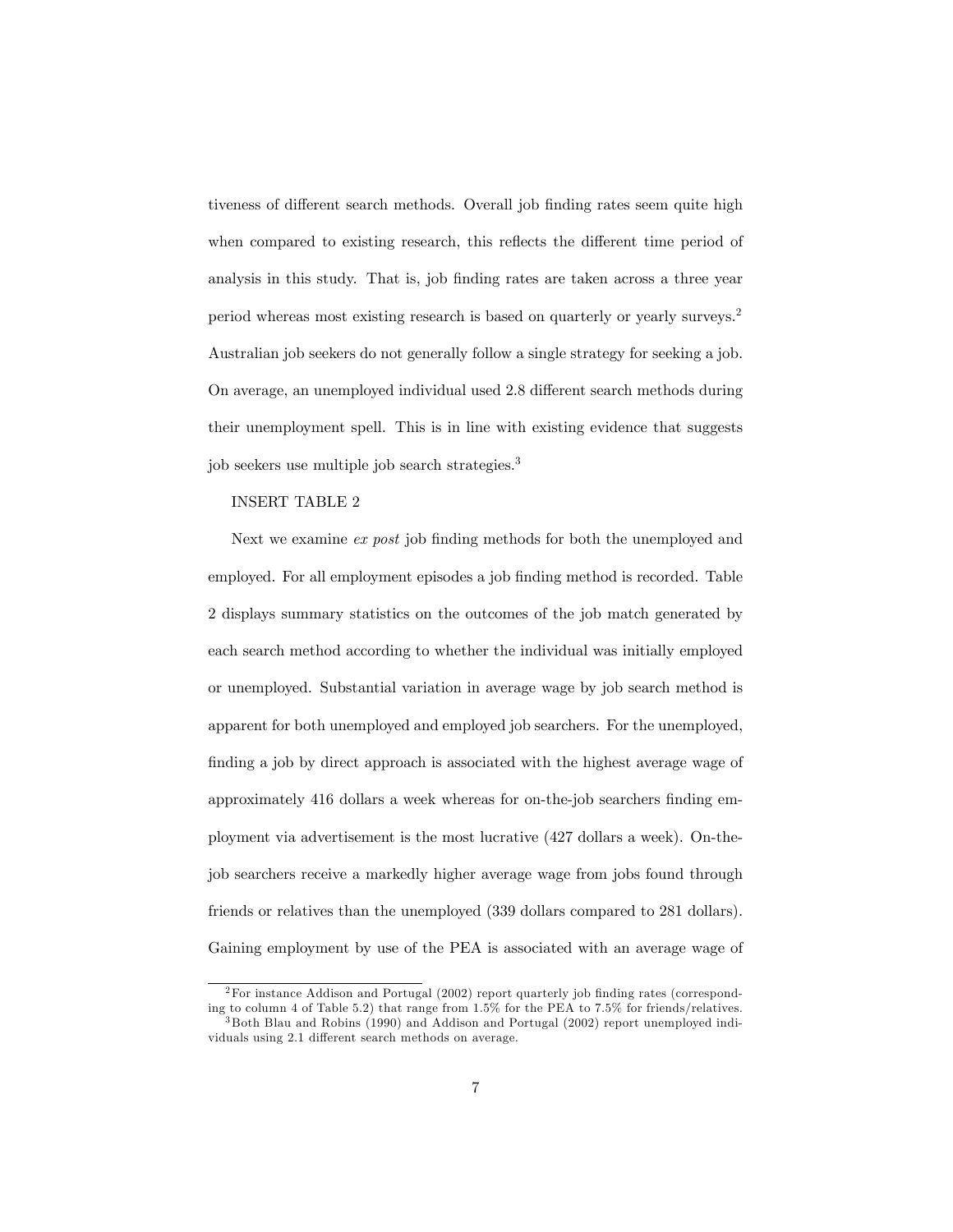tiveness of different search methods. Overall job finding rates seem quite high when compared to existing research, this reflects the different time period of analysis in this study. That is, job finding rates are taken across a three year period whereas most existing research is based on quarterly or yearly surveys.[2] Australian job seekers do not generally follow a single strategy for seeking a job. On average, an unemployed individual used 2.8 different search methods during their unemployment spell. This is in line with existing evidence that suggests job seekers use multiple job search strategies.[3]

INSERT TABLE 2

Next we examine *ex post* job finding methods for both the unemployed and employed. For all employment episodes a job finding method is recorded. Table 2 displays summary statistics on the outcomes of the job match generated by each search method according to whether the individual was initially employed or unemployed. Substantial variation in average wage by job search method is apparent for both unemployed and employed job searchers. For the unemployed, finding a job by direct approach is associated with the highest average wage of approximately 416 dollars a week whereas for on-the-job searchers finding employment via advertisement is the most lucrative (427 dollars a week). On-the-job searchers receive a markedly higher average wage from jobs found through friends or relatives than the unemployed (339 dollars compared to 281 dollars). Gaining employment by use of the PEA is associated with an average wage of

---

[2] For instance Addison and Portugal (2002) report quarterly job finding rates (corresponding to column 4 of Table 5.2) that range from 1.5% for the PEA to 7.5% for friends/relatives.

[3] Both Blau and Robins (1990) and Addison and Portugal (2002) report unemployed individuals using 2.1 different search methods on average.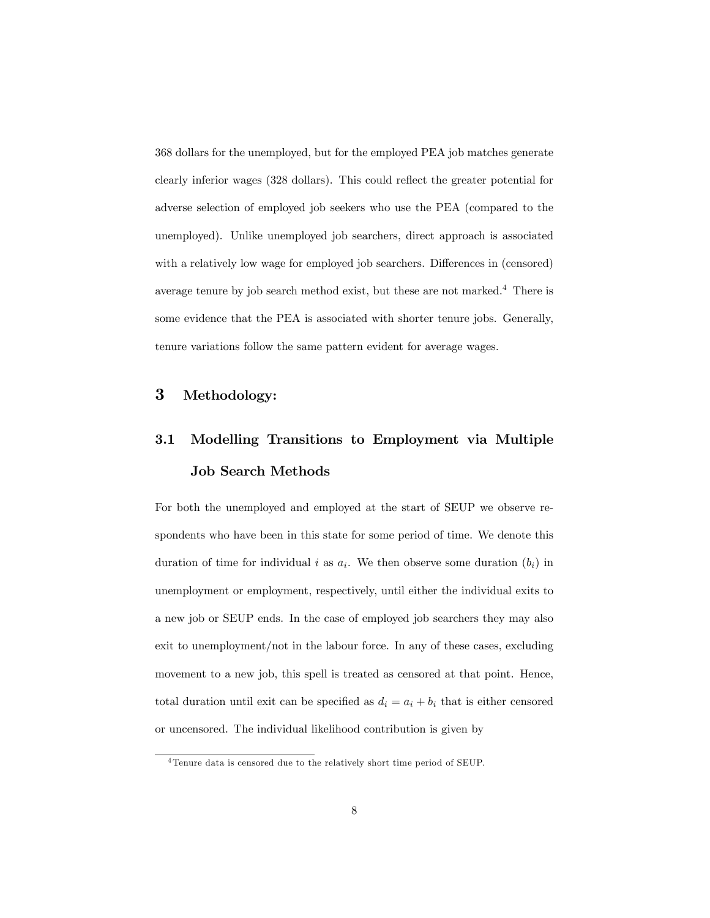368 dollars for the unemployed, but for the employed PEA job matches generate clearly inferior wages (328 dollars). This could reflect the greater potential for adverse selection of employed job seekers who use the PEA (compared to the unemployed). Unlike unemployed job searchers, direct approach is associated with a relatively low wage for employed job searchers. Differences in (censored) average tenure by job search method exist, but these are not marked.[4] There is some evidence that the PEA is associated with shorter tenure jobs. Generally, tenure variations follow the same pattern evident for average wages.

# 3 Methodology:

## 3.1 Modelling Transitions to Employment via Multiple Job Search Methods

For both the unemployed and employed at the start of SEUP we observe respondents who have been in this state for some period of time. We denote this duration of time for individual $i$ as $a_i$. We then observe some duration ($b_i$) in unemployment or employment, respectively, until either the individual exits to a new job or SEUP ends. In the case of employed job searchers they may also exit to unemployment/not in the labour force. In any of these cases, excluding movement to a new job, this spell is treated as censored at that point. Hence, total duration until exit can be specified as $d_i = a_i + b_i$ that is either censored or uncensored. The individual likelihood contribution is given by

[4] Tenure data is censored due to the relatively short time period of SEUP.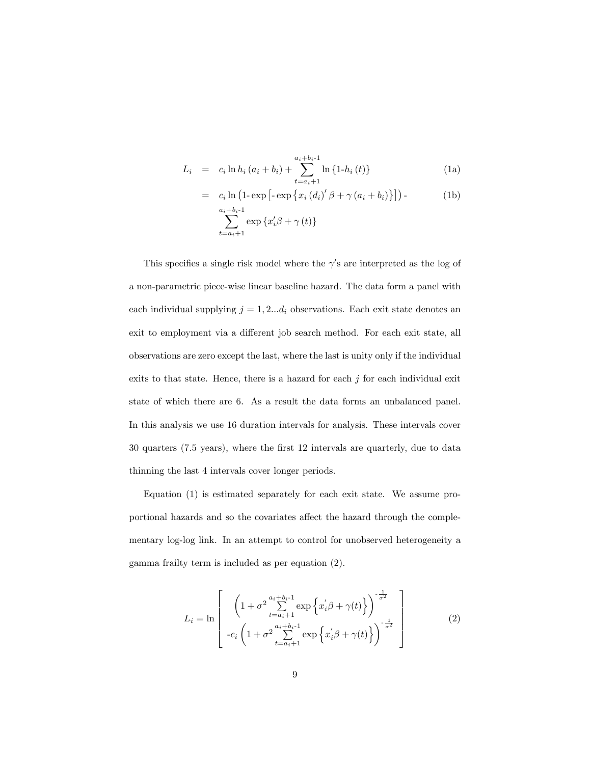$$
\begin{aligned}
L_i &= c_i \ln h_i(a_i + b_i) + \sum_{t=a_i+1}^{a_i+b_i\text{-}1} \ln\{1\text{-}h_i(t)\} && \text{(1a)} \\
&= c_i \ln\left(1\text{-}\exp\left[\text{-}\exp\left\{x_i(d_i)'\beta + \gamma(a_i + b_i)\right\}\right]\right)\text{-} && \text{(1b)} \\
&\quad \sum_{t=a_i+1}^{a_i+b_i\text{-}1} \exp\{x_i'\beta + \gamma(t)\}
\end{aligned}
$$

This specifies a single risk model where the $\gamma'$s are interpreted as the log of a non-parametric piece-wise linear baseline hazard. The data form a panel with each individual supplying $j = 1, 2...d_i$ observations. Each exit state denotes an exit to employment via a different job search method. For each exit state, all observations are zero except the last, where the last is unity only if the individual exits to that state. Hence, there is a hazard for each $j$ for each individual exit state of which there are 6. As a result the data forms an unbalanced panel. In this analysis we use 16 duration intervals for analysis. These intervals cover 30 quarters (7.5 years), where the first 12 intervals are quarterly, due to data thinning the last 4 intervals cover longer periods.

Equation (1) is estimated separately for each exit state. We assume proportional hazards and so the covariates affect the hazard through the complementary log-log link. In an attempt to control for unobserved heterogeneity a gamma frailty term is included as per equation (2).

$$
L_i = \ln \left[ \begin{array}{c} \left(1 + \sigma^2 \sum\limits_{t=a_i+1}^{a_i+b_i\text{-}1} \exp\left\{x_i^{'}\beta + \gamma(t)\right\}\right)^{\text{-}\frac{1}{\sigma^2}} \\ \text{-}c_i \left(1 + \sigma^2 \sum\limits_{t=a_i+1}^{a_i+b_i\text{-}1} \exp\left\{x_i^{'}\beta + \gamma(t)\right\}\right)^{\text{-}\frac{1}{\sigma^2}} \end{array} \right] \tag{2}
$$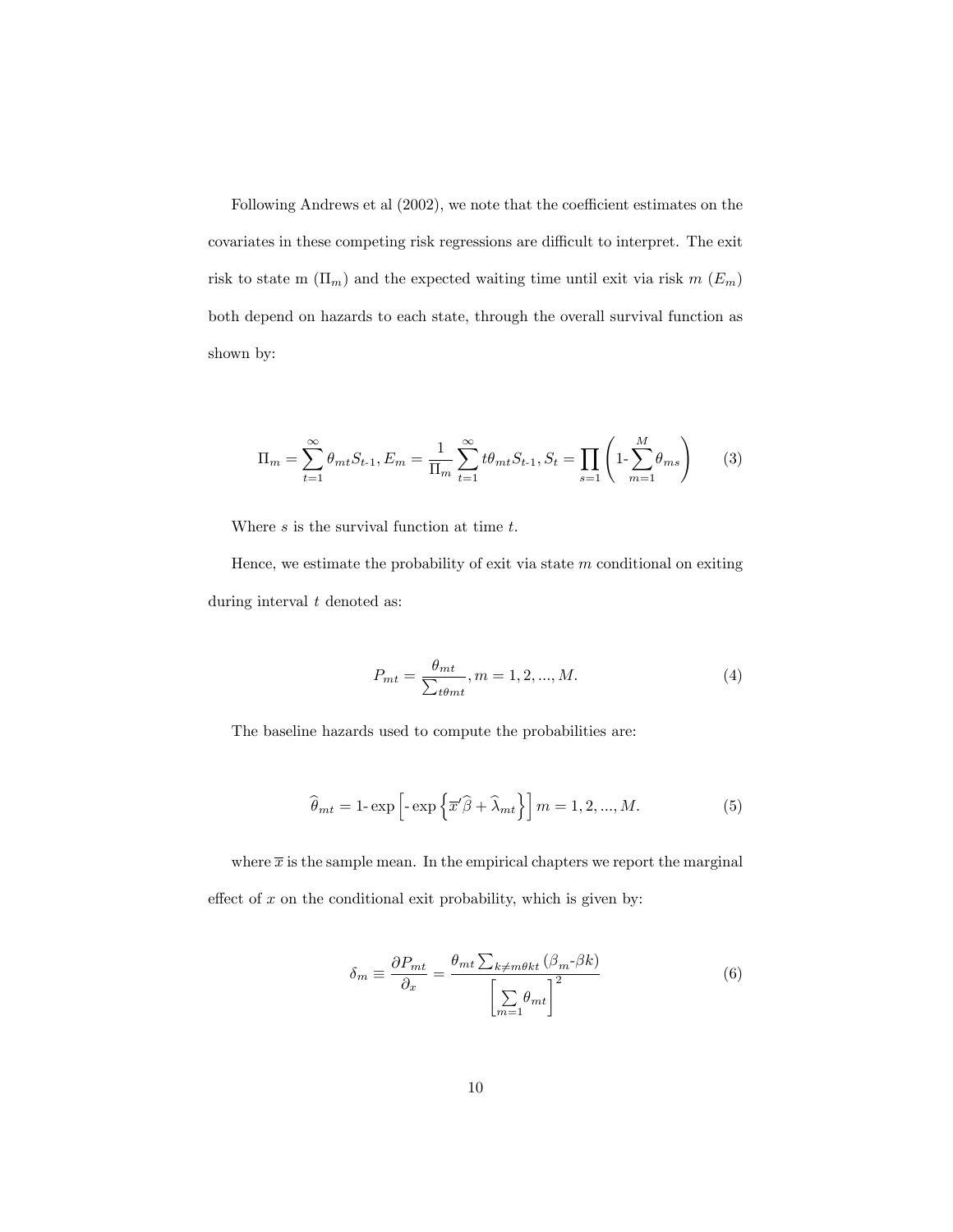Following Andrews et al (2002), we note that the coefficient estimates on the covariates in these competing risk regressions are difficult to interpret. The exit risk to state m ($\Pi_m$) and the expected waiting time until exit via risk $m$ ($E_m$) both depend on hazards to each state, through the overall survival function as shown by:

$$\Pi_m = \sum_{t=1}^{\infty} \theta_{mt} S_{t\text{-}1}, E_m = \frac{1}{\Pi_m} \sum_{t=1}^{\infty} t\theta_{mt} S_{t\text{-}1}, S_t = \prod_{s=1} \left( 1\text{-} \sum_{m=1}^{M} \theta_{ms} \right) \tag{3}$$

Where $s$ is the survival function at time $t$.

Hence, we estimate the probability of exit via state $m$ conditional on exiting during interval $t$ denoted as:

$$P_{mt} = \frac{\theta_{mt}}{\sum_{t\theta mt}}, m = 1, 2, ..., M. \tag{4}$$

The baseline hazards used to compute the probabilities are:

$$\widehat{\theta}_{mt} = 1\text{-} \exp \left[ \text{-} \exp \left\{ \overline{x}' \widehat{\beta} + \widehat{\lambda}_{mt} \right\} \right] m = 1, 2, ..., M. \tag{5}$$

where $\overline{x}$ is the sample mean. In the empirical chapters we report the marginal effect of $x$ on the conditional exit probability, which is given by:

$$\delta_m \equiv \frac{\partial P_{mt}}{\partial_x} = \frac{\theta_{mt} \sum_{k \neq m\theta kt} (\beta_m \text{-} \beta k)}{\left[ \sum_{m=1} \theta_{mt} \right]^2} \tag{6}$$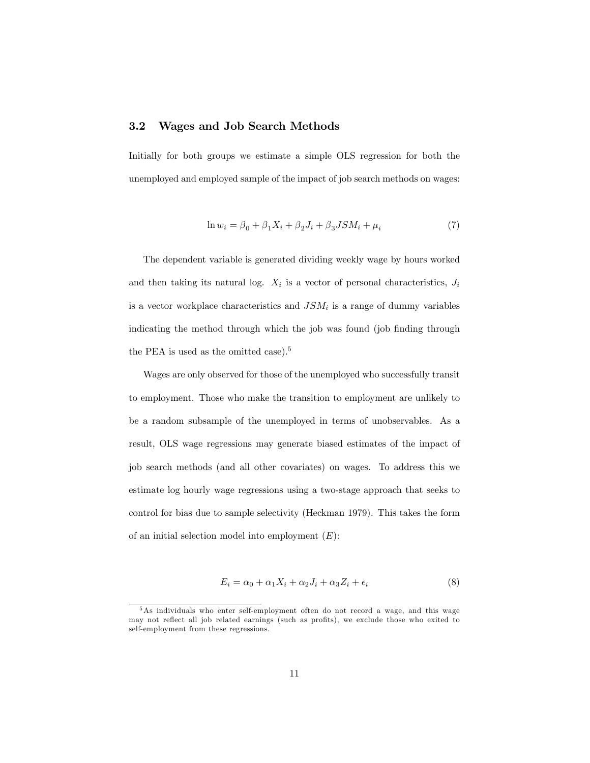### 3.2 Wages and Job Search Methods

Initially for both groups we estimate a simple OLS regression for both the unemployed and employed sample of the impact of job search methods on wages:

$$\ln w_i = \beta_0 + \beta_1 X_i + \beta_2 J_i + \beta_3 JSM_i + \mu_i \tag{7}$$

The dependent variable is generated dividing weekly wage by hours worked and then taking its natural log. $X_i$ is a vector of personal characteristics, $J_i$ is a vector workplace characteristics and $JSM_i$ is a range of dummy variables indicating the method through which the job was found (job finding through the PEA is used as the omitted case).[5]

Wages are only observed for those of the unemployed who successfully transit to employment. Those who make the transition to employment are unlikely to be a random subsample of the unemployed in terms of unobservables. As a result, OLS wage regressions may generate biased estimates of the impact of job search methods (and all other covariates) on wages. To address this we estimate log hourly wage regressions using a two-stage approach that seeks to control for bias due to sample selectivity (Heckman 1979). This takes the form of an initial selection model into employment ($E$):

$$E_i = \alpha_0 + \alpha_1 X_i + \alpha_2 J_i + \alpha_3 Z_i + \epsilon_i \tag{8}$$

[5] As individuals who enter self-employment often do not record a wage, and this wage may not reflect all job related earnings (such as profits), we exclude those who exited to self-employment from these regressions.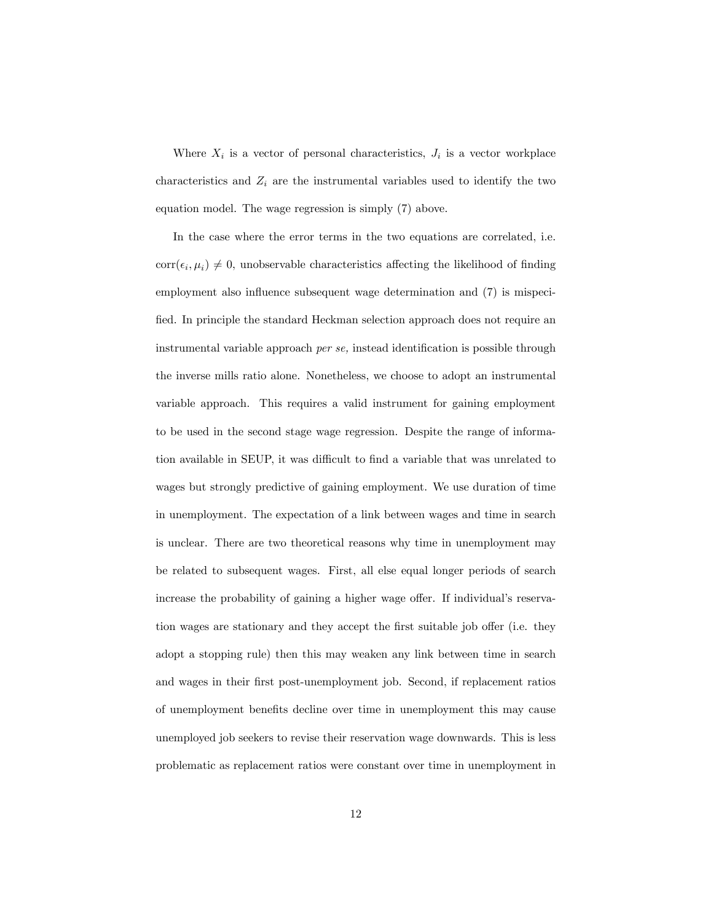Where $X_i$ is a vector of personal characteristics, $J_i$ is a vector workplace characteristics and $Z_i$ are the instrumental variables used to identify the two equation model. The wage regression is simply (7) above.

In the case where the error terms in the two equations are correlated, i.e. $\text{corr}(\epsilon_i, \mu_i) \neq 0$, unobservable characteristics affecting the likelihood of finding employment also influence subsequent wage determination and (7) is mispecified. In principle the standard Heckman selection approach does not require an instrumental variable approach *per se,* instead identification is possible through the inverse mills ratio alone. Nonetheless, we choose to adopt an instrumental variable approach. This requires a valid instrument for gaining employment to be used in the second stage wage regression. Despite the range of information available in SEUP, it was difficult to find a variable that was unrelated to wages but strongly predictive of gaining employment. We use duration of time in unemployment. The expectation of a link between wages and time in search is unclear. There are two theoretical reasons why time in unemployment may be related to subsequent wages. First, all else equal longer periods of search increase the probability of gaining a higher wage offer. If individual's reservation wages are stationary and they accept the first suitable job offer (i.e. they adopt a stopping rule) then this may weaken any link between time in search and wages in their first post-unemployment job. Second, if replacement ratios of unemployment benefits decline over time in unemployment this may cause unemployed job seekers to revise their reservation wage downwards. This is less problematic as replacement ratios were constant over time in unemployment in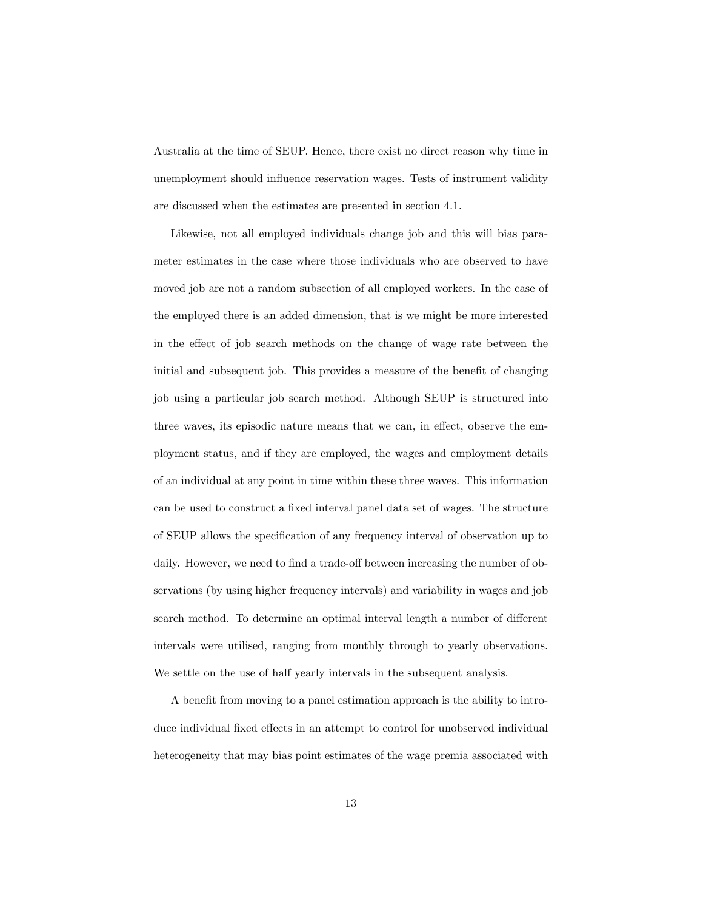Australia at the time of SEUP. Hence, there exist no direct reason why time in unemployment should influence reservation wages. Tests of instrument validity are discussed when the estimates are presented in section 4.1.

Likewise, not all employed individuals change job and this will bias parameter estimates in the case where those individuals who are observed to have moved job are not a random subsection of all employed workers. In the case of the employed there is an added dimension, that is we might be more interested in the effect of job search methods on the change of wage rate between the initial and subsequent job. This provides a measure of the benefit of changing job using a particular job search method. Although SEUP is structured into three waves, its episodic nature means that we can, in effect, observe the employment status, and if they are employed, the wages and employment details of an individual at any point in time within these three waves. This information can be used to construct a fixed interval panel data set of wages. The structure of SEUP allows the specification of any frequency interval of observation up to daily. However, we need to find a trade-off between increasing the number of observations (by using higher frequency intervals) and variability in wages and job search method. To determine an optimal interval length a number of different intervals were utilised, ranging from monthly through to yearly observations. We settle on the use of half yearly intervals in the subsequent analysis.

A benefit from moving to a panel estimation approach is the ability to introduce individual fixed effects in an attempt to control for unobserved individual heterogeneity that may bias point estimates of the wage premia associated with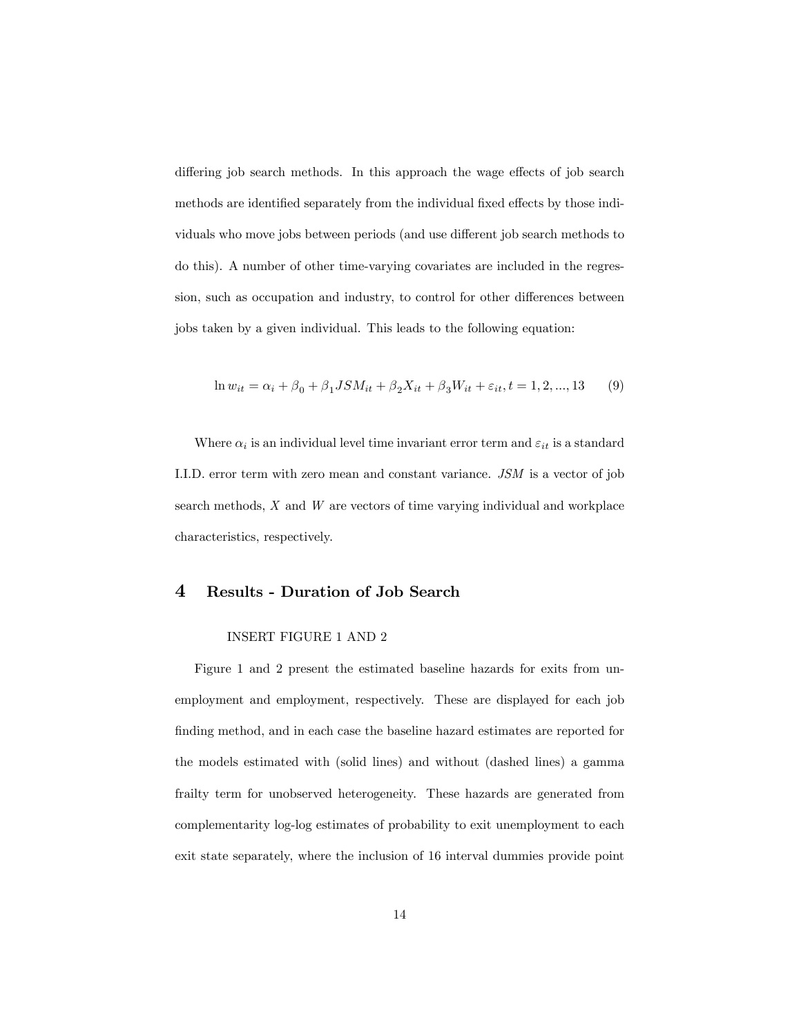differing job search methods. In this approach the wage effects of job search methods are identified separately from the individual fixed effects by those individuals who move jobs between periods (and use different job search methods to do this). A number of other time-varying covariates are included in the regression, such as occupation and industry, to control for other differences between jobs taken by a given individual. This leads to the following equation:

$$\ln w_{it} = \alpha_i + \beta_0 + \beta_1 JSM_{it} + \beta_2 X_{it} + \beta_3 W_{it} + \varepsilon_{it}, t = 1, 2, ..., 13 \quad (9)$$

Where $\alpha_i$ is an individual level time invariant error term and $\varepsilon_{it}$ is a standard I.I.D. error term with zero mean and constant variance. $JSM$ is a vector of job search methods, $X$ and $W$ are vectors of time varying individual and workplace characteristics, respectively.

## 4 Results - Duration of Job Search

INSERT FIGURE 1 AND 2

Figure 1 and 2 present the estimated baseline hazards for exits from unemployment and employment, respectively. These are displayed for each job finding method, and in each case the baseline hazard estimates are reported for the models estimated with (solid lines) and without (dashed lines) a gamma frailty term for unobserved heterogeneity. These hazards are generated from complementarity log-log estimates of probability to exit unemployment to each exit state separately, where the inclusion of 16 interval dummies provide point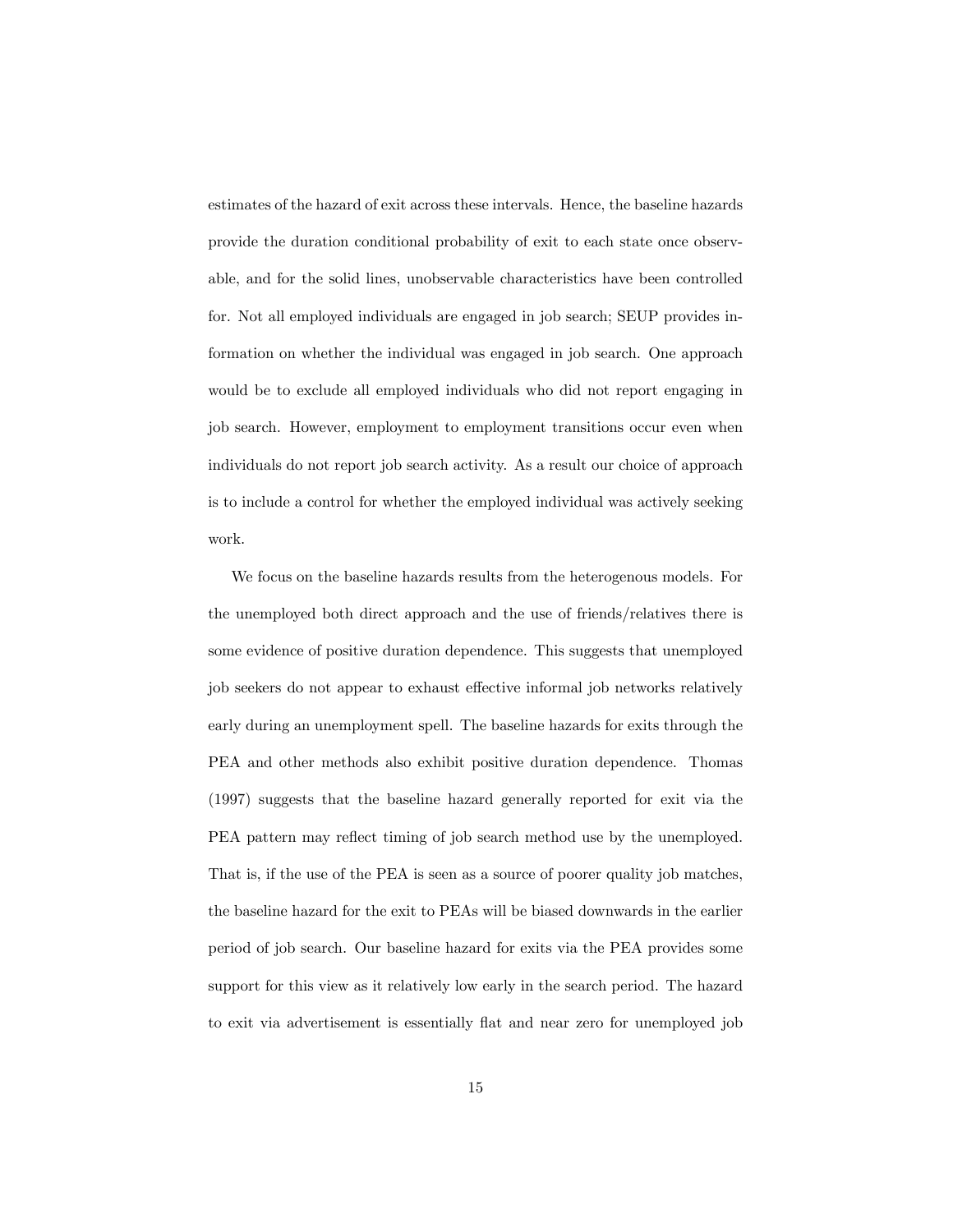estimates of the hazard of exit across these intervals. Hence, the baseline hazards provide the duration conditional probability of exit to each state once observable, and for the solid lines, unobservable characteristics have been controlled for. Not all employed individuals are engaged in job search; SEUP provides information on whether the individual was engaged in job search. One approach would be to exclude all employed individuals who did not report engaging in job search. However, employment to employment transitions occur even when individuals do not report job search activity. As a result our choice of approach is to include a control for whether the employed individual was actively seeking work.

We focus on the baseline hazards results from the heterogenous models. For the unemployed both direct approach and the use of friends/relatives there is some evidence of positive duration dependence. This suggests that unemployed job seekers do not appear to exhaust effective informal job networks relatively early during an unemployment spell. The baseline hazards for exits through the PEA and other methods also exhibit positive duration dependence. Thomas (1997) suggests that the baseline hazard generally reported for exit via the PEA pattern may reflect timing of job search method use by the unemployed. That is, if the use of the PEA is seen as a source of poorer quality job matches, the baseline hazard for the exit to PEAs will be biased downwards in the earlier period of job search. Our baseline hazard for exits via the PEA provides some support for this view as it relatively low early in the search period. The hazard to exit via advertisement is essentially flat and near zero for unemployed job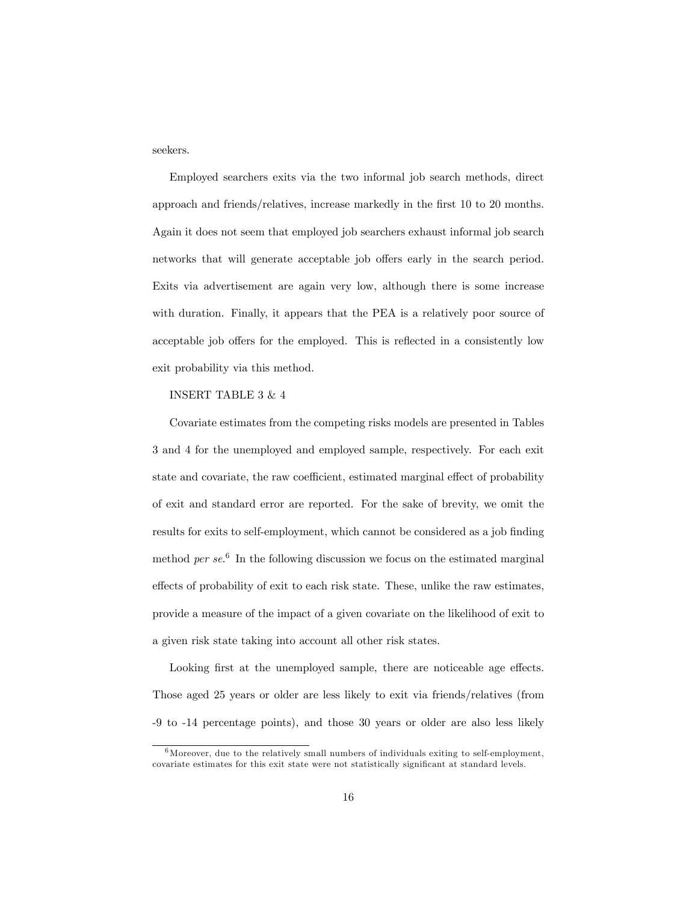seekers.

Employed searchers exits via the two informal job search methods, direct approach and friends/relatives, increase markedly in the first 10 to 20 months. Again it does not seem that employed job searchers exhaust informal job search networks that will generate acceptable job offers early in the search period. Exits via advertisement are again very low, although there is some increase with duration. Finally, it appears that the PEA is a relatively poor source of acceptable job offers for the employed. This is reflected in a consistently low exit probability via this method.

INSERT TABLE 3 & 4

Covariate estimates from the competing risks models are presented in Tables 3 and 4 for the unemployed and employed sample, respectively. For each exit state and covariate, the raw coefficient, estimated marginal effect of probability of exit and standard error are reported. For the sake of brevity, we omit the results for exits to self-employment, which cannot be considered as a job finding method *per se*.[6] In the following discussion we focus on the estimated marginal effects of probability of exit to each risk state. These, unlike the raw estimates, provide a measure of the impact of a given covariate on the likelihood of exit to a given risk state taking into account all other risk states.

Looking first at the unemployed sample, there are noticeable age effects. Those aged 25 years or older are less likely to exit via friends/relatives (from -9 to -14 percentage points), and those 30 years or older are also less likely

[6] Moreover, due to the relatively small numbers of individuals exiting to self-employment, covariate estimates for this exit state were not statistically significant at standard levels.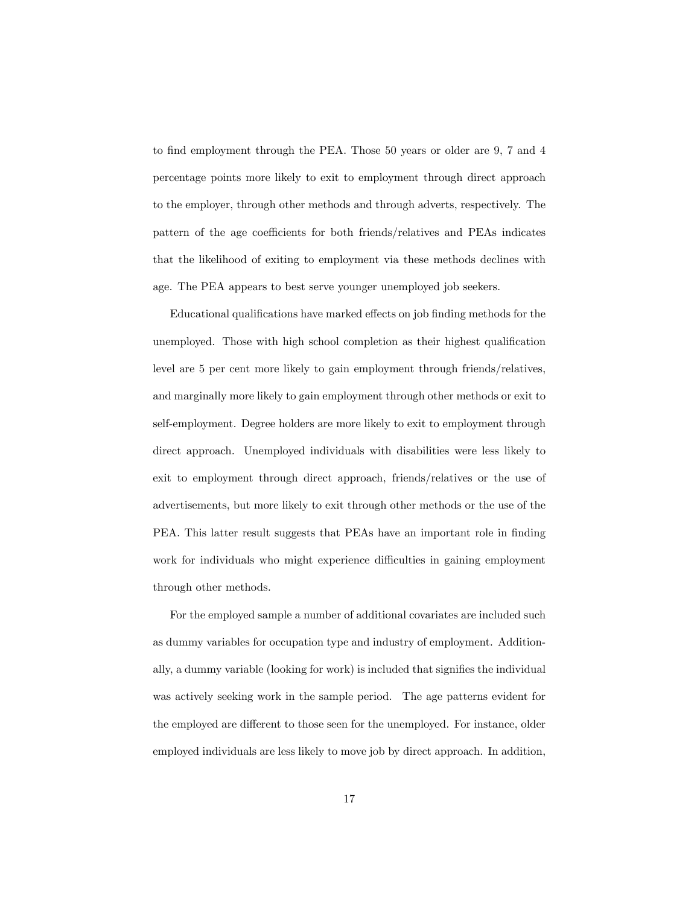to find employment through the PEA. Those 50 years or older are 9, 7 and 4 percentage points more likely to exit to employment through direct approach to the employer, through other methods and through adverts, respectively. The pattern of the age coefficients for both friends/relatives and PEAs indicates that the likelihood of exiting to employment via these methods declines with age. The PEA appears to best serve younger unemployed job seekers.

Educational qualifications have marked effects on job finding methods for the unemployed. Those with high school completion as their highest qualification level are 5 per cent more likely to gain employment through friends/relatives, and marginally more likely to gain employment through other methods or exit to self-employment. Degree holders are more likely to exit to employment through direct approach. Unemployed individuals with disabilities were less likely to exit to employment through direct approach, friends/relatives or the use of advertisements, but more likely to exit through other methods or the use of the PEA. This latter result suggests that PEAs have an important role in finding work for individuals who might experience difficulties in gaining employment through other methods.

For the employed sample a number of additional covariates are included such as dummy variables for occupation type and industry of employment. Additionally, a dummy variable (looking for work) is included that signifies the individual was actively seeking work in the sample period. The age patterns evident for the employed are different to those seen for the unemployed. For instance, older employed individuals are less likely to move job by direct approach. In addition,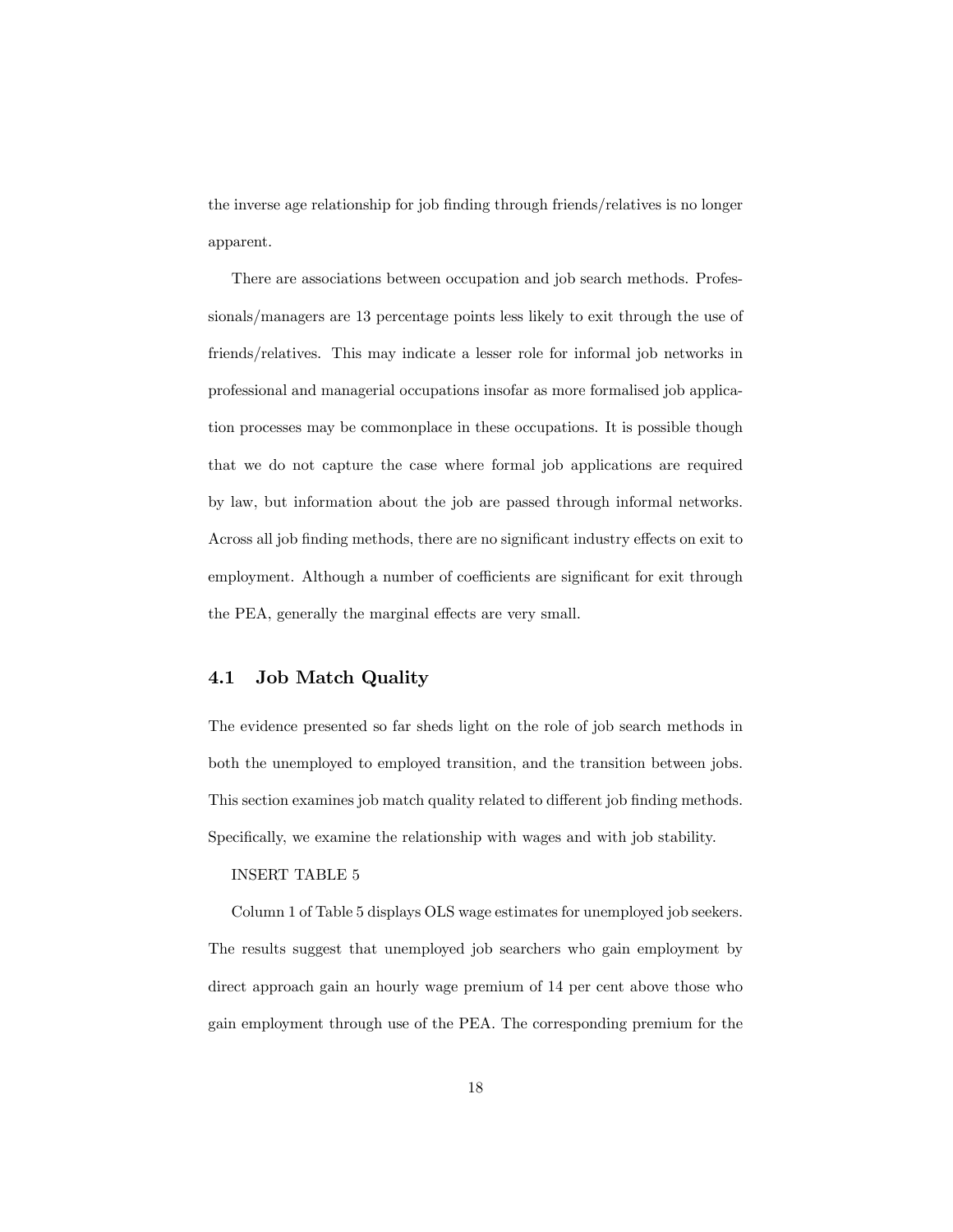the inverse age relationship for job finding through friends/relatives is no longer apparent.

There are associations between occupation and job search methods. Professionals/managers are 13 percentage points less likely to exit through the use of friends/relatives. This may indicate a lesser role for informal job networks in professional and managerial occupations insofar as more formalised job application processes may be commonplace in these occupations. It is possible though that we do not capture the case where formal job applications are required by law, but information about the job are passed through informal networks. Across all job finding methods, there are no significant industry effects on exit to employment. Although a number of coefficients are significant for exit through the PEA, generally the marginal effects are very small.

## 4.1 Job Match Quality

The evidence presented so far sheds light on the role of job search methods in both the unemployed to employed transition, and the transition between jobs. This section examines job match quality related to different job finding methods. Specifically, we examine the relationship with wages and with job stability.

INSERT TABLE 5

Column 1 of Table 5 displays OLS wage estimates for unemployed job seekers. The results suggest that unemployed job searchers who gain employment by direct approach gain an hourly wage premium of 14 per cent above those who gain employment through use of the PEA. The corresponding premium for the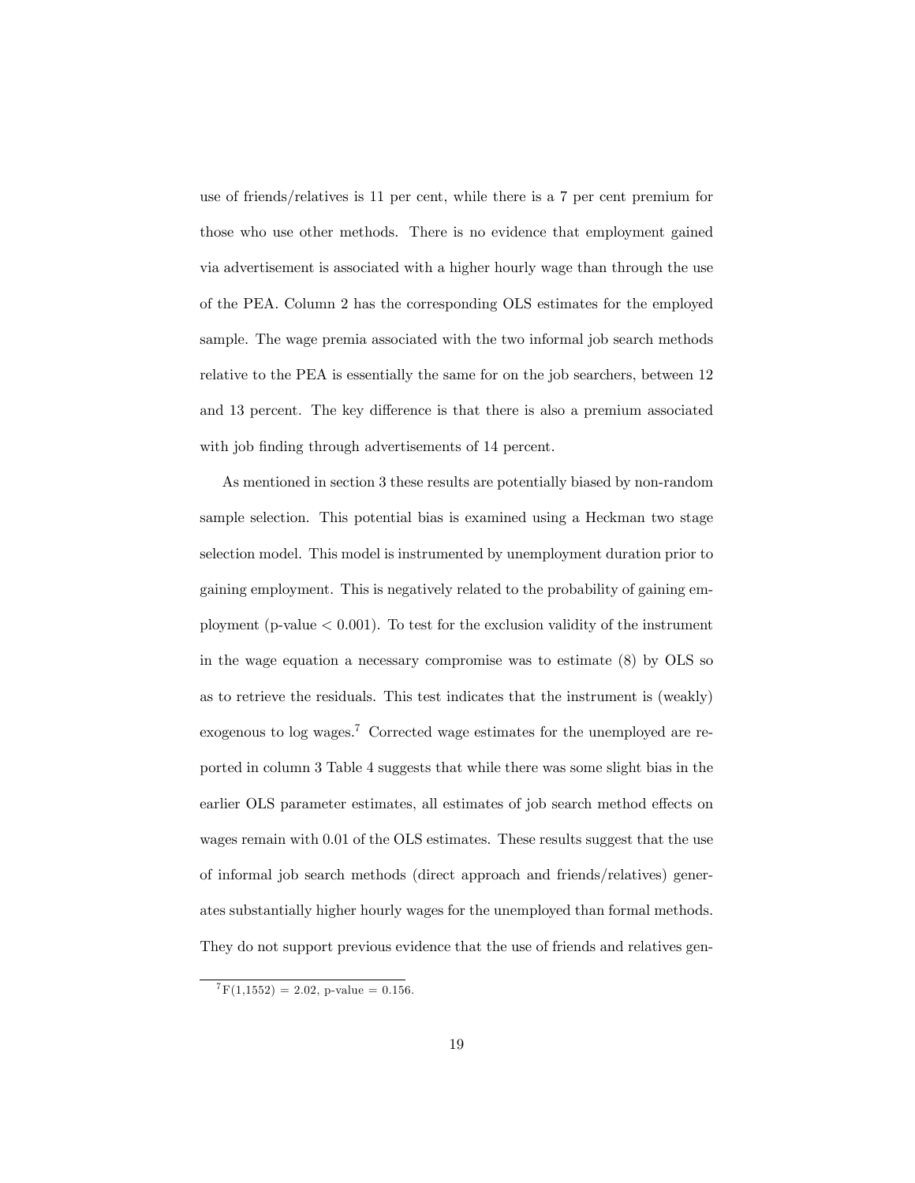use of friends/relatives is 11 per cent, while there is a 7 per cent premium for those who use other methods. There is no evidence that employment gained via advertisement is associated with a higher hourly wage than through the use of the PEA. Column 2 has the corresponding OLS estimates for the employed sample. The wage premia associated with the two informal job search methods relative to the PEA is essentially the same for on the job searchers, between 12 and 13 percent. The key difference is that there is also a premium associated with job finding through advertisements of 14 percent.

As mentioned in section 3 these results are potentially biased by non-random sample selection. This potential bias is examined using a Heckman two stage selection model. This model is instrumented by unemployment duration prior to gaining employment. This is negatively related to the probability of gaining employment (p-value $< 0.001$). To test for the exclusion validity of the instrument in the wage equation a necessary compromise was to estimate (8) by OLS so as to retrieve the residuals. This test indicates that the instrument is (weakly) exogenous to log wages.[7] Corrected wage estimates for the unemployed are reported in column 3 Table 4 suggests that while there was some slight bias in the earlier OLS parameter estimates, all estimates of job search method effects on wages remain with 0.01 of the OLS estimates. These results suggest that the use of informal job search methods (direct approach and friends/relatives) generates substantially higher hourly wages for the unemployed than formal methods. They do not support previous evidence that the use of friends and relatives gen-

[7] $F(1,1552) = 2.02$, p-value $= 0.156$.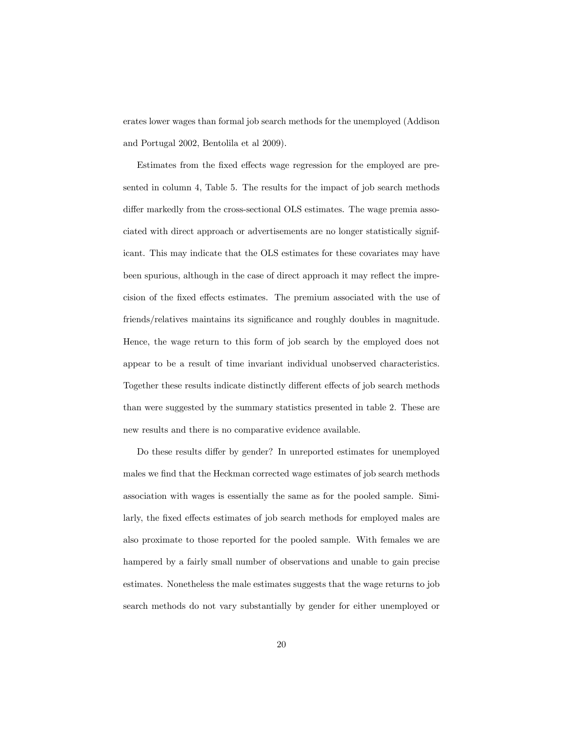erates lower wages than formal job search methods for the unemployed (Addison and Portugal 2002, Bentolila et al 2009).

Estimates from the fixed effects wage regression for the employed are presented in column 4, Table 5. The results for the impact of job search methods differ markedly from the cross-sectional OLS estimates. The wage premia associated with direct approach or advertisements are no longer statistically significant. This may indicate that the OLS estimates for these covariates may have been spurious, although in the case of direct approach it may reflect the imprecision of the fixed effects estimates. The premium associated with the use of friends/relatives maintains its significance and roughly doubles in magnitude. Hence, the wage return to this form of job search by the employed does not appear to be a result of time invariant individual unobserved characteristics. Together these results indicate distinctly different effects of job search methods than were suggested by the summary statistics presented in table 2. These are new results and there is no comparative evidence available.

Do these results differ by gender? In unreported estimates for unemployed males we find that the Heckman corrected wage estimates of job search methods association with wages is essentially the same as for the pooled sample. Similarly, the fixed effects estimates of job search methods for employed males are also proximate to those reported for the pooled sample. With females we are hampered by a fairly small number of observations and unable to gain precise estimates. Nonetheless the male estimates suggests that the wage returns to job search methods do not vary substantially by gender for either unemployed or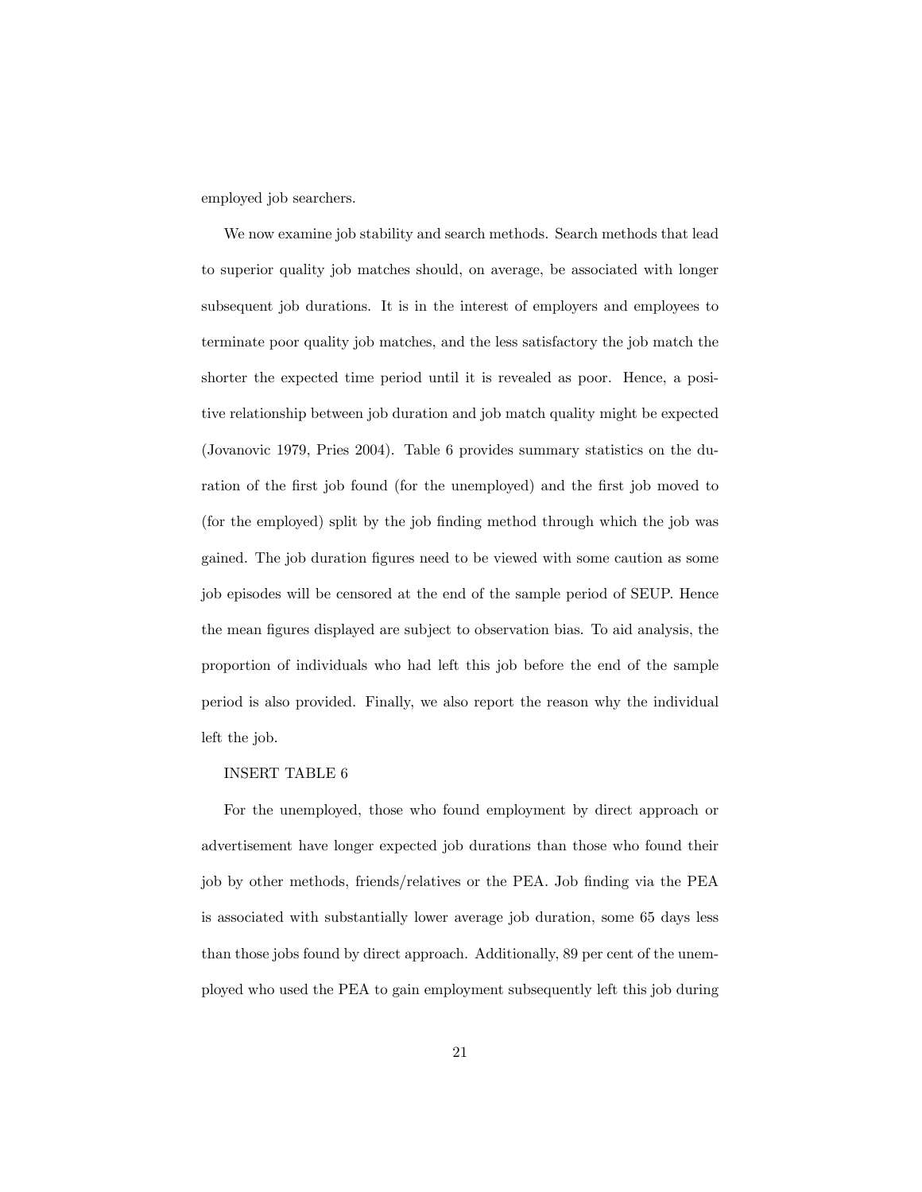employed job searchers.

We now examine job stability and search methods. Search methods that lead to superior quality job matches should, on average, be associated with longer subsequent job durations. It is in the interest of employers and employees to terminate poor quality job matches, and the less satisfactory the job match the shorter the expected time period until it is revealed as poor. Hence, a positive relationship between job duration and job match quality might be expected (Jovanovic 1979, Pries 2004). Table 6 provides summary statistics on the duration of the first job found (for the unemployed) and the first job moved to (for the employed) split by the job finding method through which the job was gained. The job duration figures need to be viewed with some caution as some job episodes will be censored at the end of the sample period of SEUP. Hence the mean figures displayed are subject to observation bias. To aid analysis, the proportion of individuals who had left this job before the end of the sample period is also provided. Finally, we also report the reason why the individual left the job.

INSERT TABLE 6

For the unemployed, those who found employment by direct approach or advertisement have longer expected job durations than those who found their job by other methods, friends/relatives or the PEA. Job finding via the PEA is associated with substantially lower average job duration, some 65 days less than those jobs found by direct approach. Additionally, 89 per cent of the unemployed who used the PEA to gain employment subsequently left this job during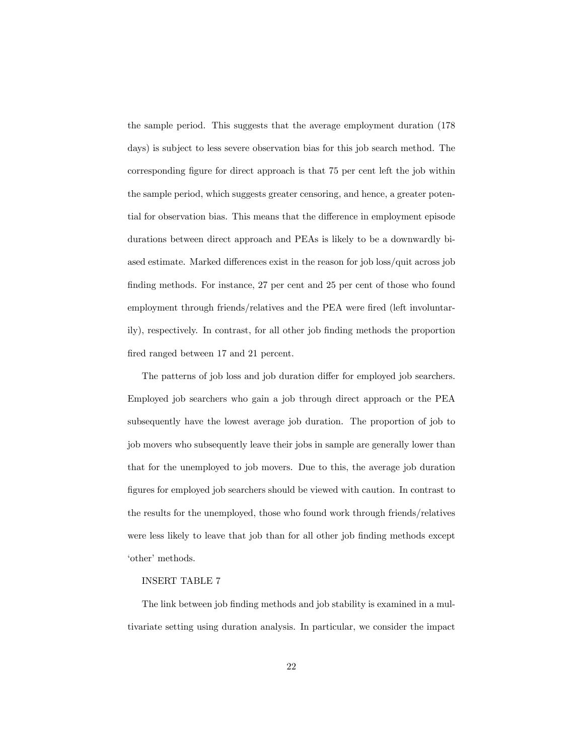the sample period. This suggests that the average employment duration (178 days) is subject to less severe observation bias for this job search method. The corresponding figure for direct approach is that 75 per cent left the job within the sample period, which suggests greater censoring, and hence, a greater potential for observation bias. This means that the difference in employment episode durations between direct approach and PEAs is likely to be a downwardly biased estimate. Marked differences exist in the reason for job loss/quit across job finding methods. For instance, 27 per cent and 25 per cent of those who found employment through friends/relatives and the PEA were fired (left involuntarily), respectively. In contrast, for all other job finding methods the proportion fired ranged between 17 and 21 percent.

The patterns of job loss and job duration differ for employed job searchers. Employed job searchers who gain a job through direct approach or the PEA subsequently have the lowest average job duration. The proportion of job to job movers who subsequently leave their jobs in sample are generally lower than that for the unemployed to job movers. Due to this, the average job duration figures for employed job searchers should be viewed with caution. In contrast to the results for the unemployed, those who found work through friends/relatives were less likely to leave that job than for all other job finding methods except 'other' methods.

INSERT TABLE 7

The link between job finding methods and job stability is examined in a multivariate setting using duration analysis. In particular, we consider the impact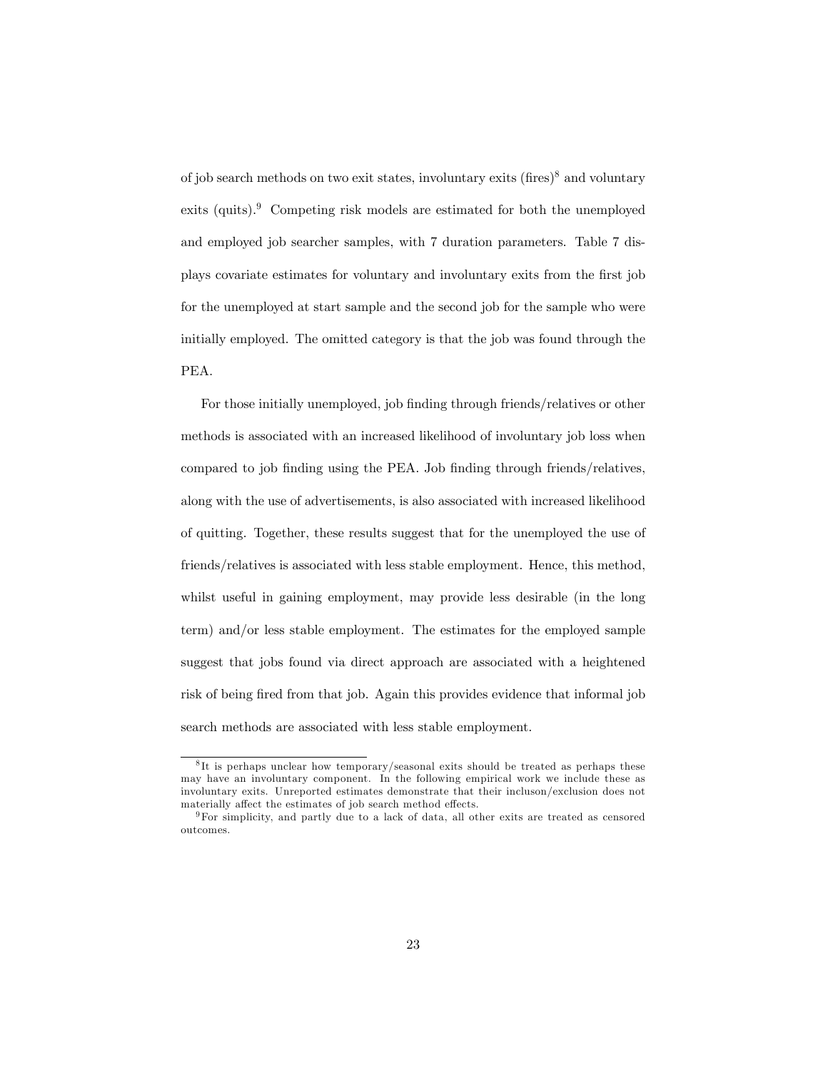of job search methods on two exit states, involuntary exits (fires)[8] and voluntary exits (quits).[9] Competing risk models are estimated for both the unemployed and employed job searcher samples, with 7 duration parameters. Table 7 displays covariate estimates for voluntary and involuntary exits from the first job for the unemployed at start sample and the second job for the sample who were initially employed. The omitted category is that the job was found through the PEA.

For those initially unemployed, job finding through friends/relatives or other methods is associated with an increased likelihood of involuntary job loss when compared to job finding using the PEA. Job finding through friends/relatives, along with the use of advertisements, is also associated with increased likelihood of quitting. Together, these results suggest that for the unemployed the use of friends/relatives is associated with less stable employment. Hence, this method, whilst useful in gaining employment, may provide less desirable (in the long term) and/or less stable employment. The estimates for the employed sample suggest that jobs found via direct approach are associated with a heightened risk of being fired from that job. Again this provides evidence that informal job search methods are associated with less stable employment.

[8] It is perhaps unclear how temporary/seasonal exits should be treated as perhaps these may have an involuntary component. In the following empirical work we include these as involuntary exits. Unreported estimates demonstrate that their incluson/exclusion does not materially affect the estimates of job search method effects.

[9] For simplicity, and partly due to a lack of data, all other exits are treated as censored outcomes.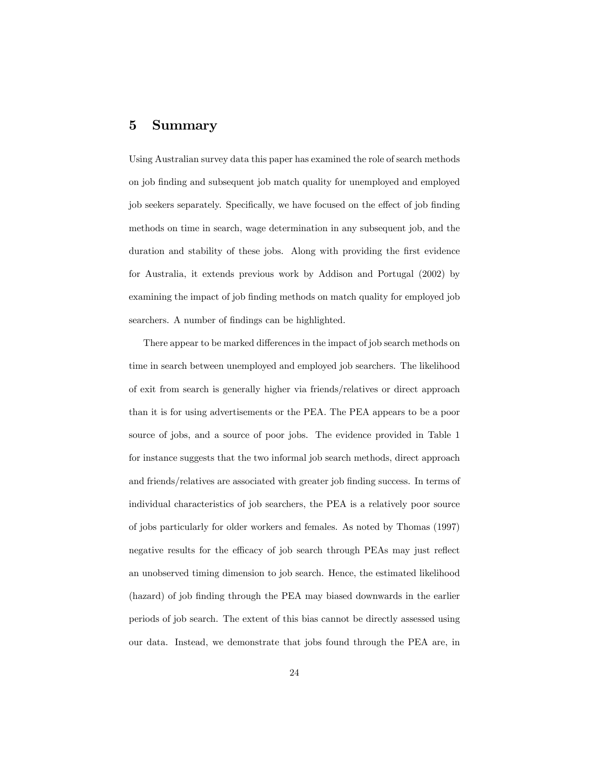# 5 Summary

Using Australian survey data this paper has examined the role of search methods on job finding and subsequent job match quality for unemployed and employed job seekers separately. Specifically, we have focused on the effect of job finding methods on time in search, wage determination in any subsequent job, and the duration and stability of these jobs. Along with providing the first evidence for Australia, it extends previous work by Addison and Portugal (2002) by examining the impact of job finding methods on match quality for employed job searchers. A number of findings can be highlighted.

There appear to be marked differences in the impact of job search methods on time in search between unemployed and employed job searchers. The likelihood of exit from search is generally higher via friends/relatives or direct approach than it is for using advertisements or the PEA. The PEA appears to be a poor source of jobs, and a source of poor jobs. The evidence provided in Table 1 for instance suggests that the two informal job search methods, direct approach and friends/relatives are associated with greater job finding success. In terms of individual characteristics of job searchers, the PEA is a relatively poor source of jobs particularly for older workers and females. As noted by Thomas (1997) negative results for the efficacy of job search through PEAs may just reflect an unobserved timing dimension to job search. Hence, the estimated likelihood (hazard) of job finding through the PEA may biased downwards in the earlier periods of job search. The extent of this bias cannot be directly assessed using our data. Instead, we demonstrate that jobs found through the PEA are, in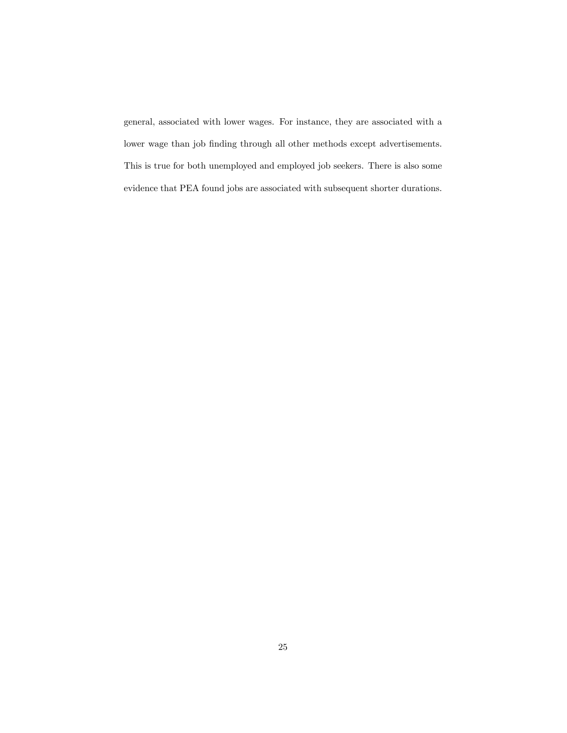general, associated with lower wages. For instance, they are associated with a lower wage than job finding through all other methods except advertisements. This is true for both unemployed and employed job seekers. There is also some evidence that PEA found jobs are associated with subsequent shorter durations.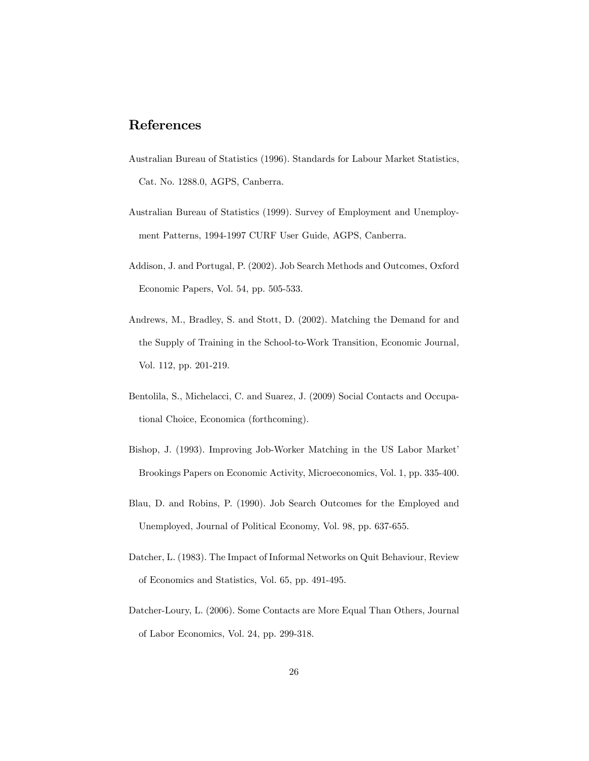# References

Australian Bureau of Statistics (1996). Standards for Labour Market Statistics, Cat. No. 1288.0, AGPS, Canberra.

Australian Bureau of Statistics (1999). Survey of Employment and Unemployment Patterns, 1994-1997 CURF User Guide, AGPS, Canberra.

Addison, J. and Portugal, P. (2002). Job Search Methods and Outcomes, Oxford Economic Papers, Vol. 54, pp. 505-533.

Andrews, M., Bradley, S. and Stott, D. (2002). Matching the Demand for and the Supply of Training in the School-to-Work Transition, Economic Journal, Vol. 112, pp. 201-219.

Bentolila, S., Michelacci, C. and Suarez, J. (2009) Social Contacts and Occupational Choice, Economica (forthcoming).

Bishop, J. (1993). Improving Job-Worker Matching in the US Labor Market' Brookings Papers on Economic Activity, Microeconomics, Vol. 1, pp. 335-400.

Blau, D. and Robins, P. (1990). Job Search Outcomes for the Employed and Unemployed, Journal of Political Economy, Vol. 98, pp. 637-655.

Datcher, L. (1983). The Impact of Informal Networks on Quit Behaviour, Review of Economics and Statistics, Vol. 65, pp. 491-495.

Datcher-Loury, L. (2006). Some Contacts are More Equal Than Others, Journal of Labor Economics, Vol. 24, pp. 299-318.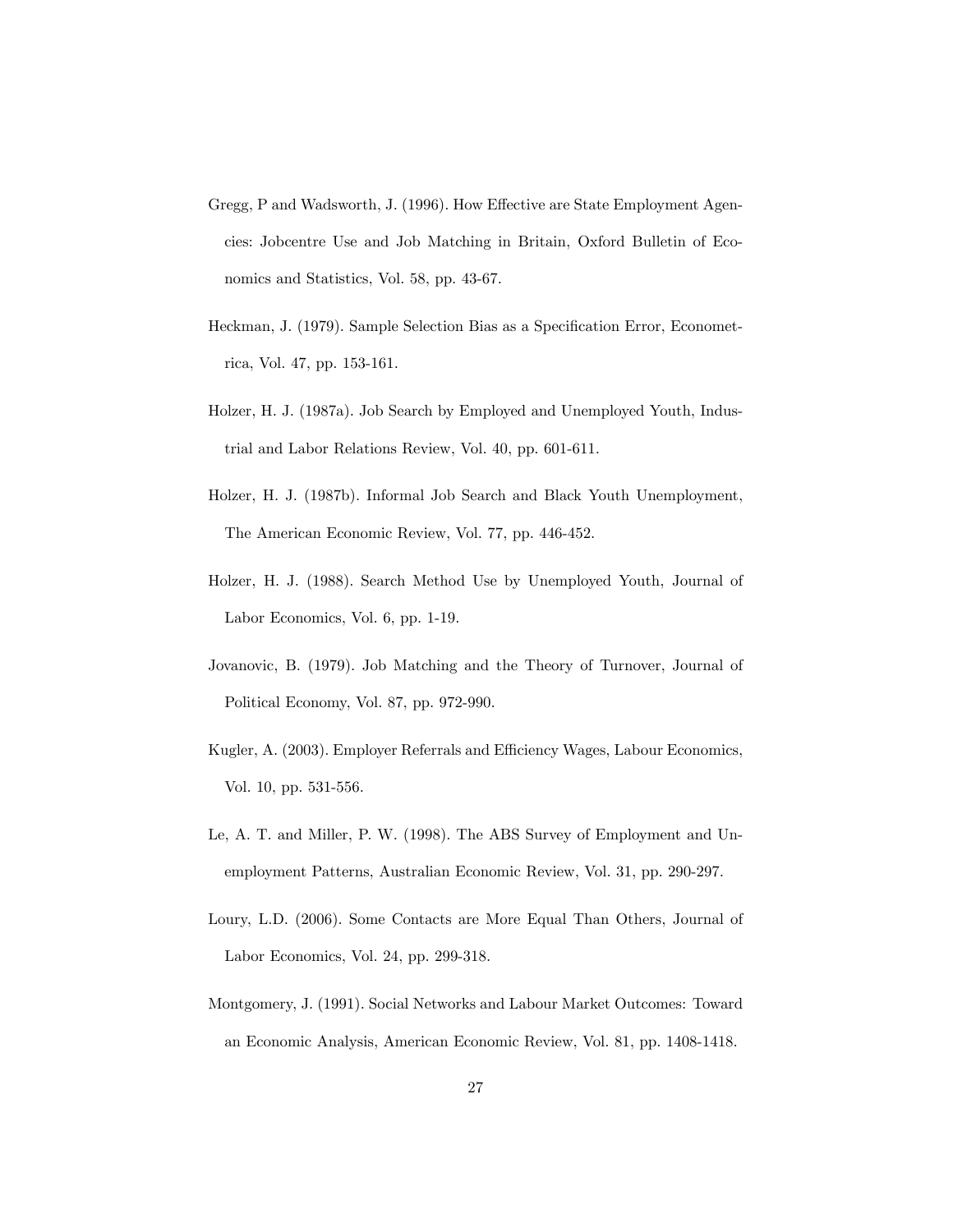Gregg, P and Wadsworth, J. (1996). How Effective are State Employment Agencies: Jobcentre Use and Job Matching in Britain, Oxford Bulletin of Economics and Statistics, Vol. 58, pp. 43-67.

Heckman, J. (1979). Sample Selection Bias as a Specification Error, Econometrica, Vol. 47, pp. 153-161.

Holzer, H. J. (1987a). Job Search by Employed and Unemployed Youth, Industrial and Labor Relations Review, Vol. 40, pp. 601-611.

Holzer, H. J. (1987b). Informal Job Search and Black Youth Unemployment, The American Economic Review, Vol. 77, pp. 446-452.

Holzer, H. J. (1988). Search Method Use by Unemployed Youth, Journal of Labor Economics, Vol. 6, pp. 1-19.

Jovanovic, B. (1979). Job Matching and the Theory of Turnover, Journal of Political Economy, Vol. 87, pp. 972-990.

Kugler, A. (2003). Employer Referrals and Efficiency Wages, Labour Economics, Vol. 10, pp. 531-556.

Le, A. T. and Miller, P. W. (1998). The ABS Survey of Employment and Unemployment Patterns, Australian Economic Review, Vol. 31, pp. 290-297.

Loury, L.D. (2006). Some Contacts are More Equal Than Others, Journal of Labor Economics, Vol. 24, pp. 299-318.

Montgomery, J. (1991). Social Networks and Labour Market Outcomes: Toward an Economic Analysis, American Economic Review, Vol. 81, pp. 1408-1418.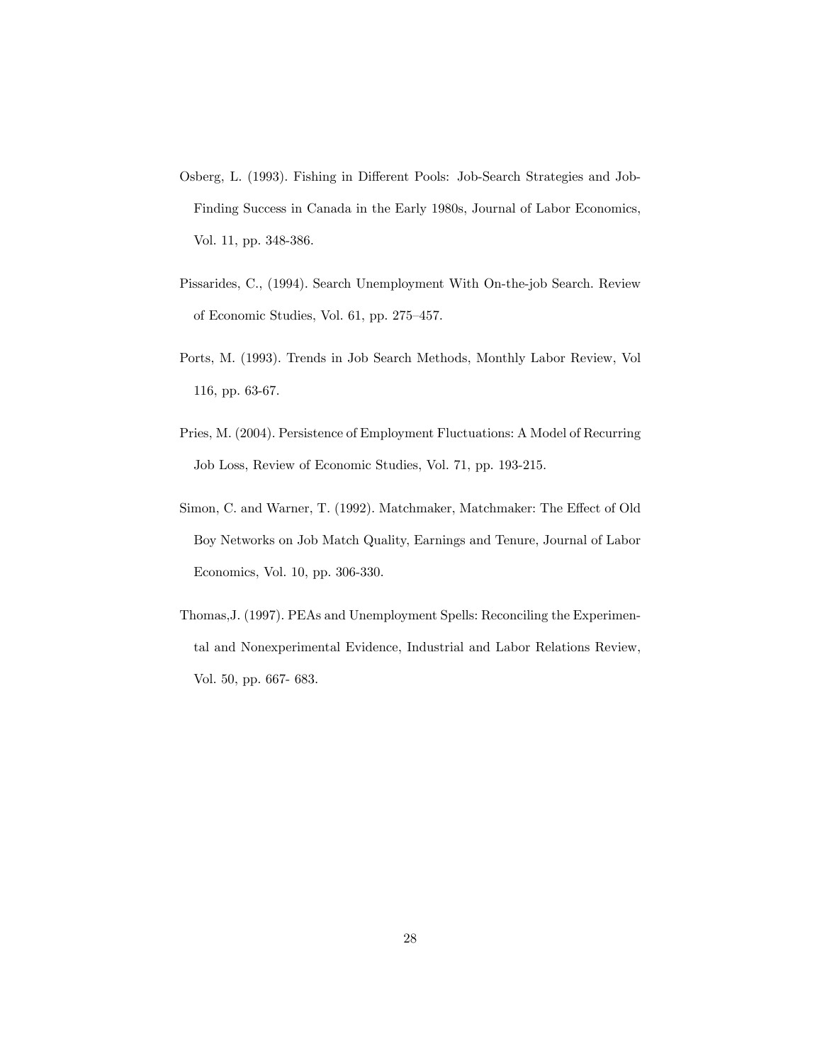Osberg, L. (1993). Fishing in Different Pools: Job-Search Strategies and Job-Finding Success in Canada in the Early 1980s, Journal of Labor Economics, Vol. 11, pp. 348-386.

Pissarides, C., (1994). Search Unemployment With On-the-job Search. Review of Economic Studies, Vol. 61, pp. 275–457.

Ports, M. (1993). Trends in Job Search Methods, Monthly Labor Review, Vol 116, pp. 63-67.

Pries, M. (2004). Persistence of Employment Fluctuations: A Model of Recurring Job Loss, Review of Economic Studies, Vol. 71, pp. 193-215.

Simon, C. and Warner, T. (1992). Matchmaker, Matchmaker: The Effect of Old Boy Networks on Job Match Quality, Earnings and Tenure, Journal of Labor Economics, Vol. 10, pp. 306-330.

Thomas,J. (1997). PEAs and Unemployment Spells: Reconciling the Experimental and Nonexperimental Evidence, Industrial and Labor Relations Review, Vol. 50, pp. 667- 683.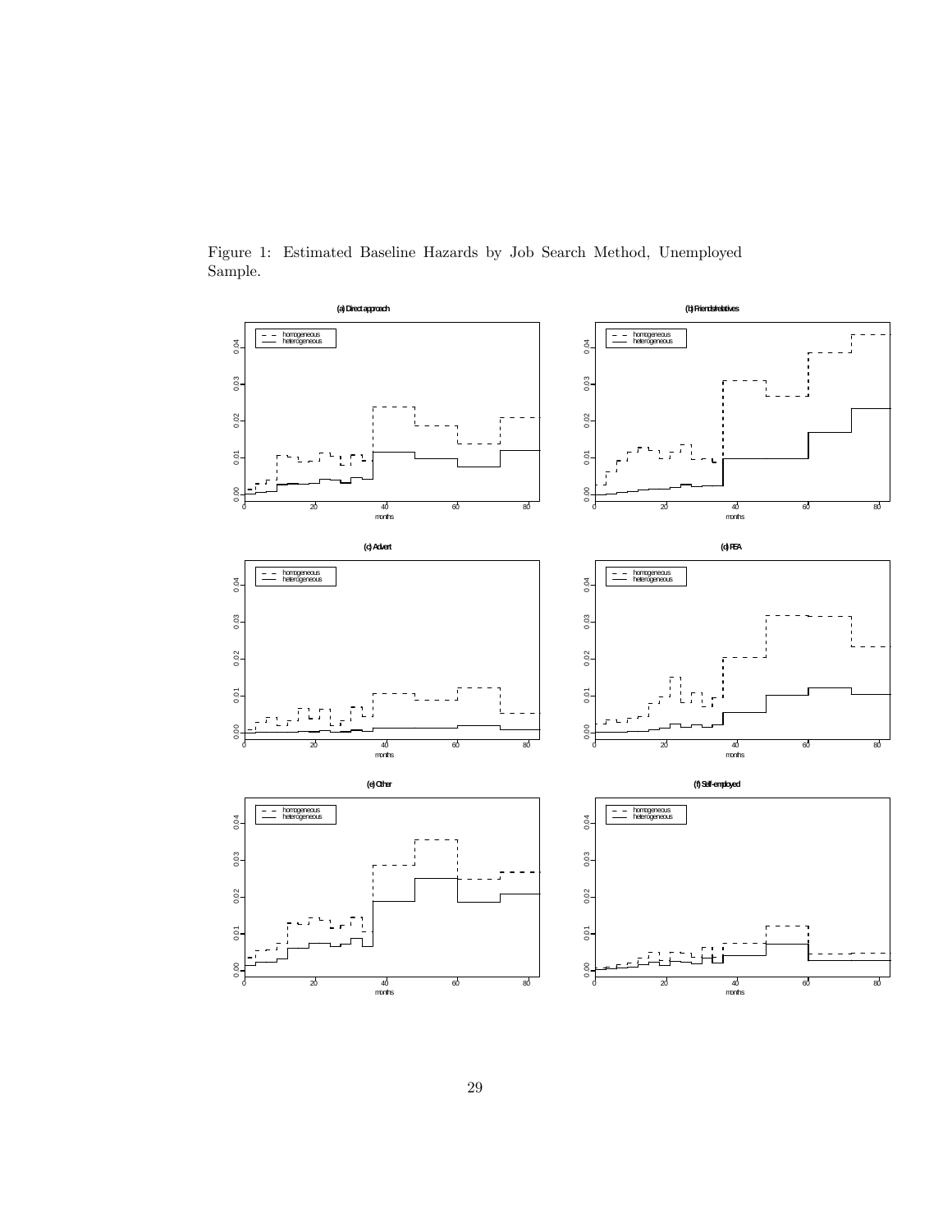Figure 1: Estimated Baseline Hazards by Job Search Method, Unemployed Sample.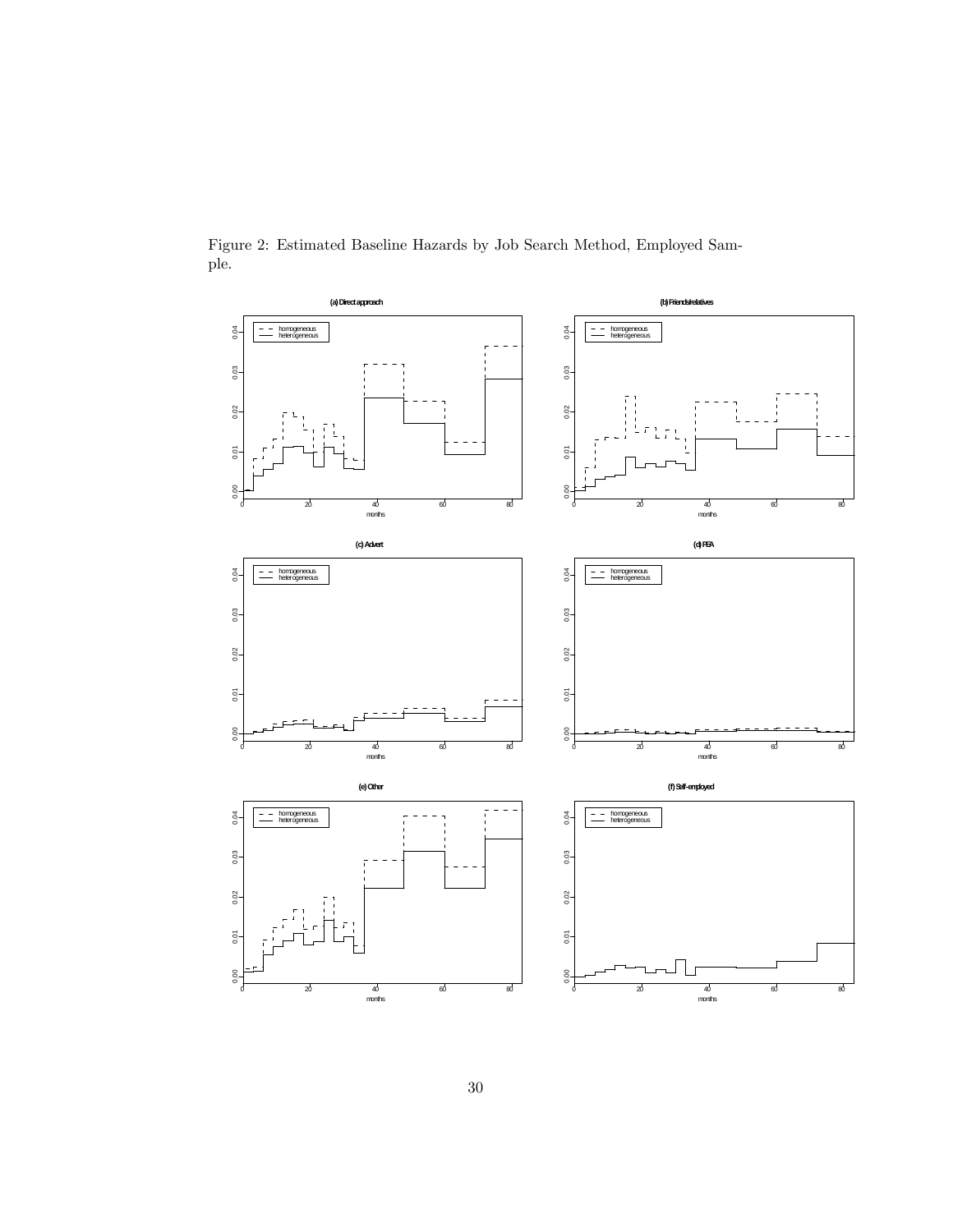Figure 2: Estimated Baseline Hazards by Job Search Method, Employed Sample.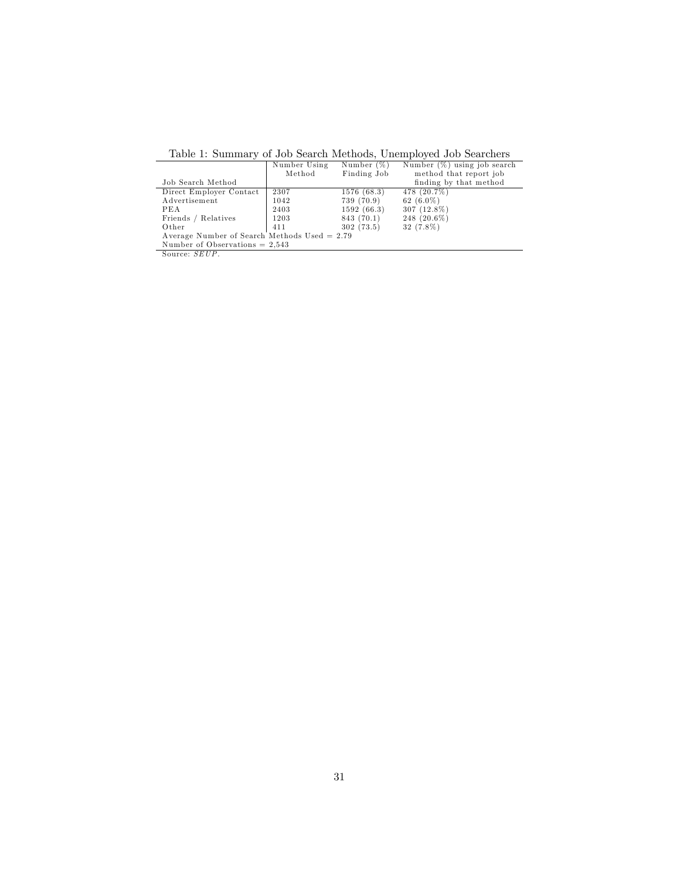Table 1: Summary of Job Search Methods, Unemployed Job Searchers

| Job Search Method | Number Using Method | Number (%) Finding Job | Number (%) using job search method that report job finding by that method |
|---|---|---|---|
| Direct Employer Contact | 2307 | 1576 (68.3) | 478 (20.7%) |
| Advertisement | 1042 | 739 (70.9) | 62 (6.0%) |
| PEA | 2403 | 1592 (66.3) | 307 (12.8%) |
| Friends / Relatives | 1203 | 843 (70.1) | 248 (20.6%) |
| Other | 411 | 302 (73.5) | 32 (7.8%) |
| Average Number of Search Methods Used = 2.79 | | | |
| Number of Observations = 2,543 | | | |

Source: *SEUP*.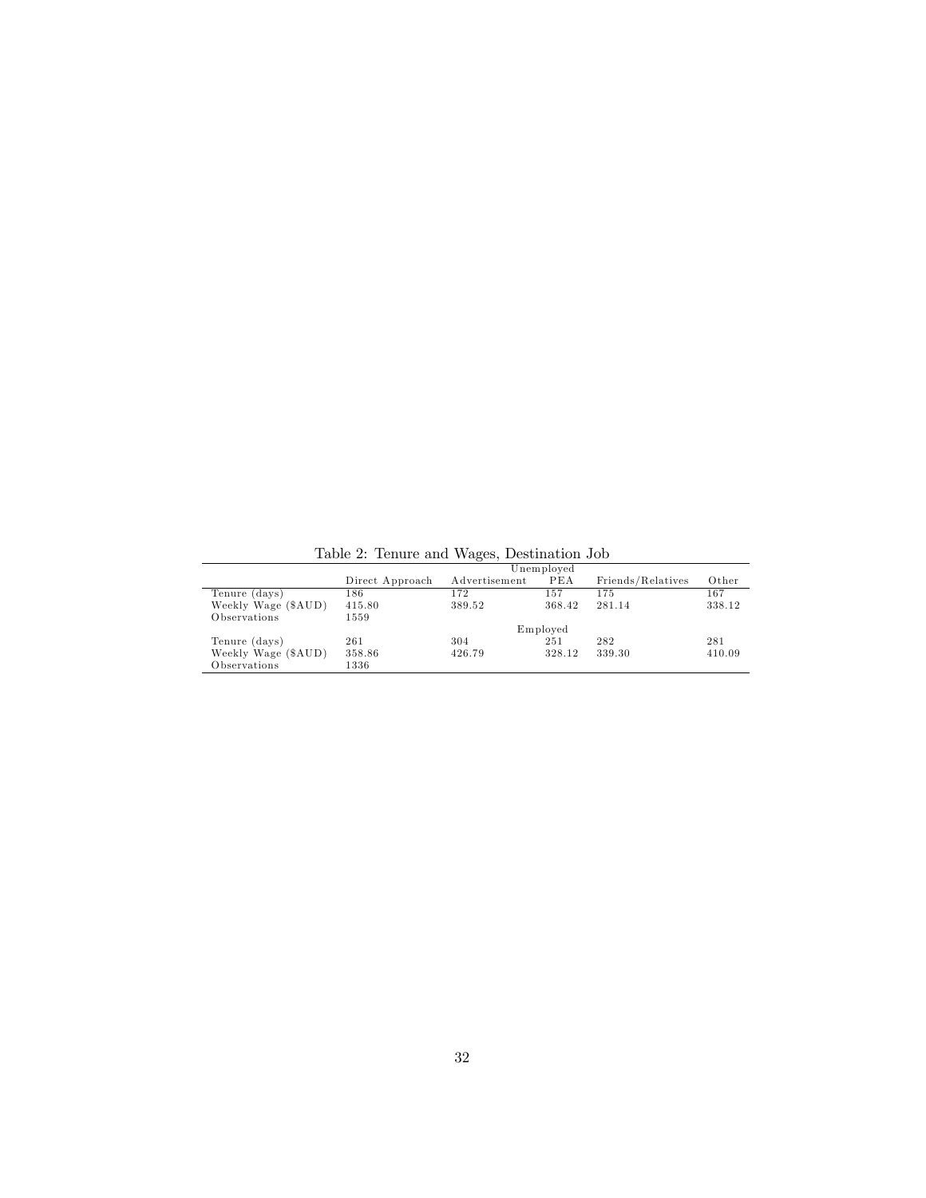Table 2: Tenure and Wages, Destination Job

| | Unemployed | | | | |
|---|---|---|---|---|---|
| | Direct Approach | Advertisement | PEA | Friends/Relatives | Other |
| Tenure (days) | 186 | 172 | 157 | 175 | 167 |
| Weekly Wage ($AUD) | 415.80 | 389.52 | 368.42 | 281.14 | 338.12 |
| Observations | 1559 | | | | |
| | Employed | | | | |
| Tenure (days) | 261 | 304 | 251 | 282 | 281 |
| Weekly Wage ($AUD) | 358.86 | 426.79 | 328.12 | 339.30 | 410.09 |
| Observations | 1336 | | | | |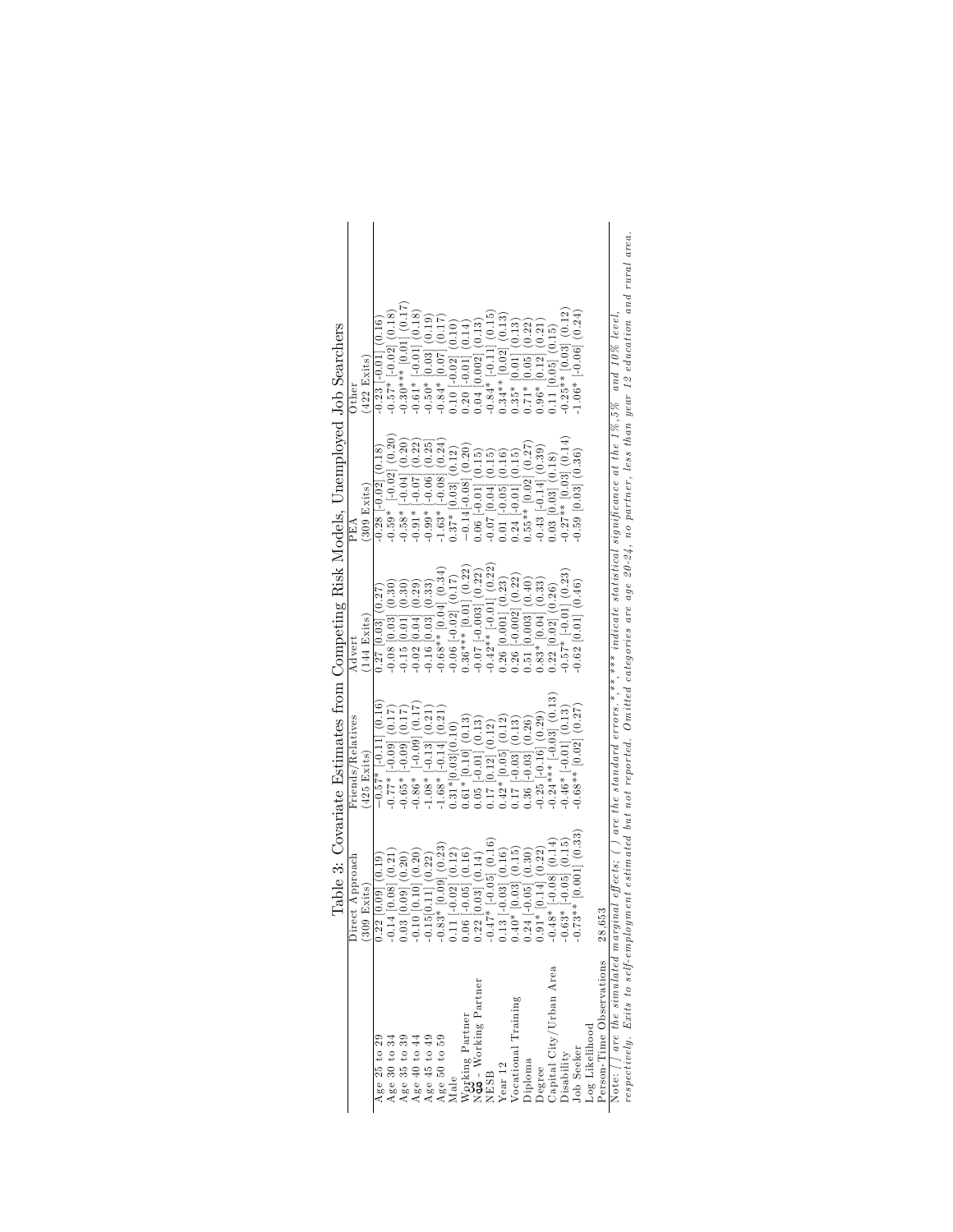Table 3: Covariate Estimates from Competing Risk Models, Unemployed Job Searchers

| | Direct Approach | Friends/Relatives | Advert | PEA | Other |
|---|---|---|---|---|---|
| | (309 Exits) | (425 Exits) | (144 Exits) | (309 Exits) | (422 Exits) |
| Age 25 to 29 | 0.22 [0.09] (0.19) | -0.57* [-0.11] (0.16) | 0.27 [0.03] (0.27) | -0.28 [-0.02] (0.18) | -0.23 [-0.01] (0.16) |
| Age 30 to 34 | -0.14 [0.08] (0.21) | -0.77* [-0.09] (0.17) | -0.08 [0.03] (0.30) | -0.59* [-0.02] (0.20) | -0.57* [-0.02] (0.18) |
| Age 35 to 39 | 0.03 [0.09] (0.20) | -0.65* [-0.09] (0.17) | -0.15 [0.01] (0.30) | -0.58* [-0.04] (0.20) | -0.30*** [0.01] (0.17) |
| Age 40 to 44 | -0.10 [0.10] (0.20) | -0.86* [-0.09] (0.17) | -0.02 [0.04] (0.29) | -0.91* [-0.07] (0.22) | -0.61* [-0.01] (0.18) |
| Age 45 to 49 | -0.15[0.11] (0.22) | -1.08* [-0.13] (0.21) | -0.16 [0.03] (0.33) | -0.99* [-0.06] (0.25) | -0.50* [0.03] (0.19) |
| Age 50 to 59 | -0.83* [0.09] (0.23) | -1.68* [-0.14] (0.21) | -0.68** [0.04] (0.34) | -1.63* [-0.08] (0.24) | -0.84* [0.07] (0.17) |
| Male | 0.11 [-0.02] (0.12) | 0.31*[0.03](0.10) | -0.06 [-0.02] (0.17) | 0.37* [0.03] (0.12) | 0.10 [-0.02] (0.10) |
| Working Partner | 0.06 [-0.05] (0.16) | 0.61* [0.10] (0.13) | 0.36*** [0.01] (0.22) | -0.14[-0.08] (0.20) | 0.20 [-0.01] (0.14) |
| No - Working Partner | 0.22 [0.03] (0.14) | 0.05 [-0.01] (0.13) | -0.07 [-0.003] (0.22) | 0.06 [-0.01] (0.15) | 0.04 [0.002] (0.13) |
| NESB | -0.47* [-0.05] (0.16) | 0.17 [0.12] (0.12) | -0.42** [-0.01] (0.22) | -0.07 [0.04] (0.15) | -0.84* [-0.11] (0.15) |
| Year 12 | 0.13 [-0.03] (0.16) | 0.42* [0.05] (0.12) | 0.26 [0.001] (0.23) | 0.01 [-0.05] (0.16) | 0.34** [0.02] (0.13) |
| Vocational Training | 0.40* [0.03] (0.15) | 0.17 [-0.03] (0.13) | 0.26 [-0.002] (0.22) | 0.24 [-0.01] (0.15) | 0.35* [0.01] (0.13) |
| Diploma | 0.24 [-0.05] (0.30) | 0.36 [-0.03] (0.26) | 0.51 [0.003] (0.40) | 0.55** [0.02] (0.27) | 0.71* [0.05] (0.22) |
| Degree | 0.91* [0.14] (0.22) | -0.25 [-0.16] (0.29) | 0.83* [0.04] (0.33) | -0.43 [-0.14] (0.39) | 0.96* [0.12] (0.21) |
| Capital City/Urban Area | -0.48* [-0.08] (0.14) | -0.24*** [-0.03] (0.13) | 0.22 [0.02] (0.26) | 0.03 [0.03] (0.18) | 0.11 [0.05] (0.15) |
| Disability | -0.63* [-0.05] (0.15) | -0.46* [-0.01] (0.13) | -0.57* [-0.01] (0.23) | -0.27** [0.03] (0.14) | -0.25** [0.03] (0.12) |
| Job Seeker | -0.73** [0.001] (0.33) | -0.68** [0.02] (0.27) | -0.62 [0.01] (0.46) | -0.59 [0.03] (0.36) | -1.06* [-0.06] (0.24) |
| Log Likelihood | | | | | |
| Person-Time Observations | 28,653 | | | | |

Note: [ ] are the simulated marginal effects; ( ) are the standard errors. *,**,*** indicate statistical significance at the 1%,5% and 10% level, respectively. Exits to self-employment estimated but not reported. Omitted categories are age 20-24, no partner, less than year 12 education and rural area.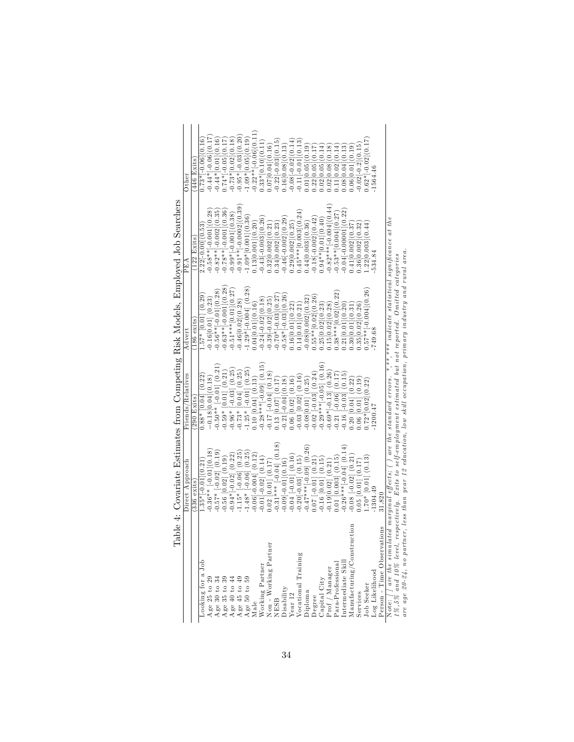Table 4: Covariate Estimates from Competing Risk Models, Employed Job Searchers

| | Direct Approach | Friends/Relatives | Advert | PEA | Other |
|---|---|---|---|---|---|
| | (336 exits) | (290 Exits) | (186 exits) | (122 Exits) | (446 Exits) |
| Looking for a Job | 1.35*[-0.01](0.21) | 0.88* [0.04] (0.22) | 1.57* [0.01] (0.29) | 2.22[-0.00](0.53) | 0.73*[-0.06](0.16) |
| Age 25 to 29 | -0.36** [-0.01](0.18) | −0.18[0.04](0.18) | -0.16[0.01] (0.23) | -0.58**[-0.001](0.28) | -0.44*[-0.06](0.17) |
| Age 30 to 34 | -0.57* [-0.02] (0.19) | -0.50** [-0.01] (0.21) | -0.56**[-0.01](0.28) | -0.82**[-0.002](0.35) | -0.44*[0.01](0.16) |
| Age 35 to 39 | -0.56 [0.02] (0.19) | -0.59* [0.01] (0.21) | -0.63**[-0.001](0.28) | -0.78**[-0.001](0.36) | 0.74*[-0.05](0.17) |
| Age 40 to 44 | -0.94*[-0.02] (0.22) | -0.96* [-0.03] (0.25) | -0.51***[0.01](0.27) | -0.99*[-0.001](0.38) | -0.73*[0.02](0.18) |
| Age 45 to 49 | -1.15* [-0.06] (0.25) | -0.73* [0.04] (0.25) | -0.46[0.02](0.28) | -0.91**[-0.0002](0.39) | -0.95*[-0.03](0.20) |
| Age 50 to 59 | -1.48* [-0.06] (0.25) | -1.25* [-0.01] (0.25) | -1.29*[-0.004] (0.28) | -1.09*[0.001](0.36) | -1.09*[0.05](0.19) |
| Male | -0.06[-0.004] (0.12) | 0.10 [0.04] (0.13) | 0.04[0.01](0.16) | 0.13[0.001](0.20) | -0.22**[-0.06](0.11) |
| Working Partner | -0.01[-0.02] (0.14) | -0.28***[-0.09] (0.15) | -0.24[-0.02](0.18) | -0.43[-0.003](0.26) | 0.33*[0.10](0.11) |
| Non - Working Partner | 0.02 [0.01] (0.17) | -0.17 [-0.04] (0.18) | -0.39[-0.02](0.25) | 0.32[0.002](0.21) | 0.07[0.04](0.16) |
| NESB | -0.31*** [-0.04] (0.18) | 0.13 [0.07] (0.17) | -0.70*[-0.03](0.27) | 0.34[0.002](0.23) | -0.22[-0.03](0.15) |
| Disability | -0.09[-0.01](0.16) | -0.21 [-0.04](0.18) | -0.58*[-0.03](0.26) | -0.46[-0.002](0.29) | 0.16[0.08](0.13) |
| Year 12 | -0.04 [-0.01] (0.16) | 0.06 [0.02] (0.16) | 0.16[0.01](0.22) | 0.29[0.002](0.25) | -0.08[-0.02](0.14) |
| Vocational Training | -0.20[-0.03] (0.15) | -0.03 [0.02] (0.16) | 0.14[0.01](0.21) | 0.45***[0.003](0.24) | -0.11[-0.01](0.13) |
| Diploma | -0.47***[-0.09] (0.26) | -0.08[0.01] (0.25) | -0.08[0.002](0.32) | 0.44[0.003](0.36) | 0.01[0.05](0.19) |
| Degree | 0.07 [-0.01] (0.21) | -0.02 [-0.03] (0.24) | 0.55**[0.02](0.26) | -0.18[-0.002](0.42) | 0.22[0.05](0.17) |
| Capital City | -0.16 [0.01] (0.15) | -0.29***[-0.05] (0.16) | 0.25[0.02](0.23) | 0.94**[0.01](0.40) | 0.02[0.05](0.14) |
| Prof / Manager | -0.19[0.02] (0.21) | -0.69*[-0.13] (0.26) | 0.15[0.02](0.28) | -0.82***[-0.004](0.44) | 0.02[0.08](0.18) |
| Para-Professional | 0.01 [0.003] (0.15) | -0.21 [-0.06] (0.17) | 0.38***[0.02](0.22) | -0.53**[0.004](0.27) | 0.11[0.02](0.14) |
| Intermediate Skill | -0.26***[-0.04] (0.14) | -0.16 [-0.03] (0.15) | 0.21[0.01](0.20) | -0.04[-0.00001](0.22) | 0.08[0.04](0.13) |
| Manufacturing/Construction | -0.08 [-0.02] (0.21) | 0.20 [0.04] (0.22) | 0.30[0.01](0.31) | 0.41[0.002](0.37) | 0.06[0.01](0.19) |
| Services | 0.05 [0.01] (0.17) | 0.06 [0.01] (0.19) | 0.35[0.02](0.26) | 0.36[0.002](0.32) | -0.02[-0.2](0.15) |
| Job Seeker | 1.70* [0.01] (0.13) | 0.72*[0.02](0.22) | 0.57**[-0.004](0.26) | 1.22[0.003](0.44) | 0.62*[-0.02](0.17) |
| Log Likelihood | -1304.49 | -1200.47 | -749.68 | -534.84 | -1564.46 |
| Person - Time Observations | 31,820 | | | | |

*Note: [ ] are the simulated marginal effects; ( ) are the standard errors. \*,\*\*,\*\*\* indicate statistical significance at the 1%,5% and 10% level, respectively. Exits to self-employment estimated but not reported. Omitted categories are age 20-24, no partner, less than year 12 education, low skill occupation, primary industry and rural area.*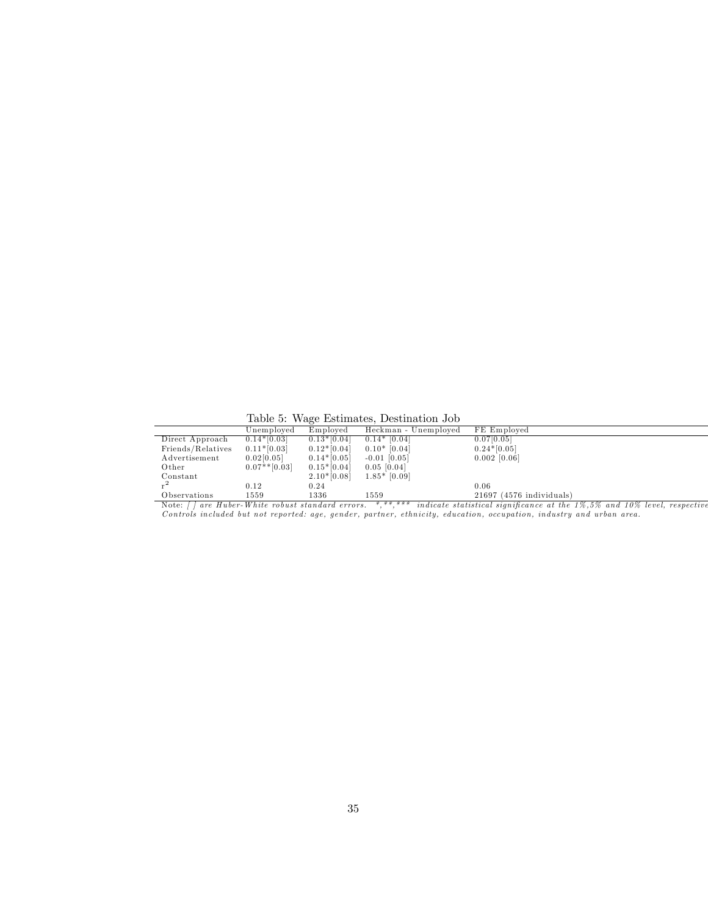Table 5: Wage Estimates, Destination Job

| | Unemployed | Employed | Heckman - Unemployed | FE Employed |
|---|---|---|---|---|
| Direct Approach | 0.14*[0.03] | 0.13*[0.04] | 0.14* [0.04] | 0.07[0.05] |
| Friends/Relatives | 0.11*[0.03] | 0.12*[0.04] | 0.10* [0.04] | 0.24*[0.05] |
| Advertisement | 0.02[0.05] | 0.14*[0.05] | -0.01 [0.05] | 0.002 [0.06] |
| Other | 0.07**[0.03] | 0.15*[0.04] | 0.05 [0.04] | |
| Constant | | 2.10*[0.08] | 1.85* [0.09] | |
| $r^2$ | 0.12 | 0.24 | | 0.06 |
| Observations | 1559 | 1336 | 1559 | 21697 (4576 individuals) |

Note: *[ ] are Huber-White robust standard errors. \*,\*\*,\*\*\* indicate statistical significance at the 1%,5% and 10% level, respective*
*Controls included but not reported: age, gender, partner, ethnicity, education, occupation, industry and urban area.*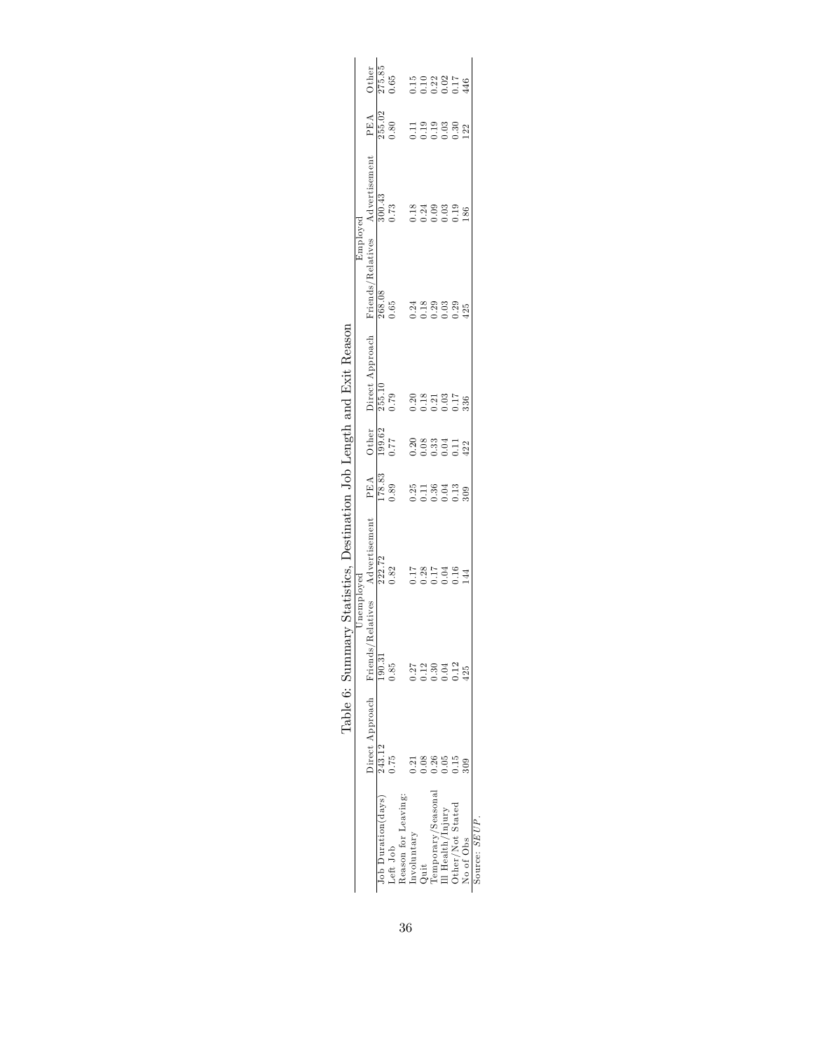Table 6: Summary Statistics, Destination Job Length and Exit Reason

| | Unemployed | | | | | Employed | | | | |
|---|---|---|---|---|---|---|---|---|---|---|
| | Direct Approach | Friends/Relatives | Advertisement | PEA | Other | Direct Approach | Friends/Relatives | Advertisement | PEA | Other |
| Job Duration(days) | 243.12 | 190.31 | 222.72 | 178.83 | 199.62 | 255.10 | 268.08 | 300.43 | 255.02 | 275.85 |
| Left Job | 0.75 | 0.85 | 0.82 | 0.89 | 0.77 | 0.79 | 0.65 | 0.73 | 0.80 | 0.65 |
| Reason for Leaving: | | | | | | | | | | |
| Involuntary | 0.21 | 0.27 | 0.17 | 0.25 | 0.20 | 0.20 | 0.24 | 0.18 | 0.11 | 0.15 |
| Quit | 0.08 | 0.12 | 0.28 | 0.11 | 0.08 | 0.18 | 0.18 | 0.24 | 0.19 | 0.10 |
| Temporary/Seasonal | 0.26 | 0.30 | 0.17 | 0.36 | 0.33 | 0.21 | 0.29 | 0.09 | 0.19 | 0.22 |
| Ill Health/Injury | 0.05 | 0.04 | 0.04 | 0.04 | 0.04 | 0.03 | 0.03 | 0.03 | 0.03 | 0.02 |
| Other/Not Stated | 0.15 | 0.12 | 0.16 | 0.13 | 0.11 | 0.17 | 0.29 | 0.19 | 0.30 | 0.17 |
| No of Obs | 309 | 425 | 144 | 309 | 422 | 336 | 425 | 186 | 122 | 446 |

Source: *SEUP*.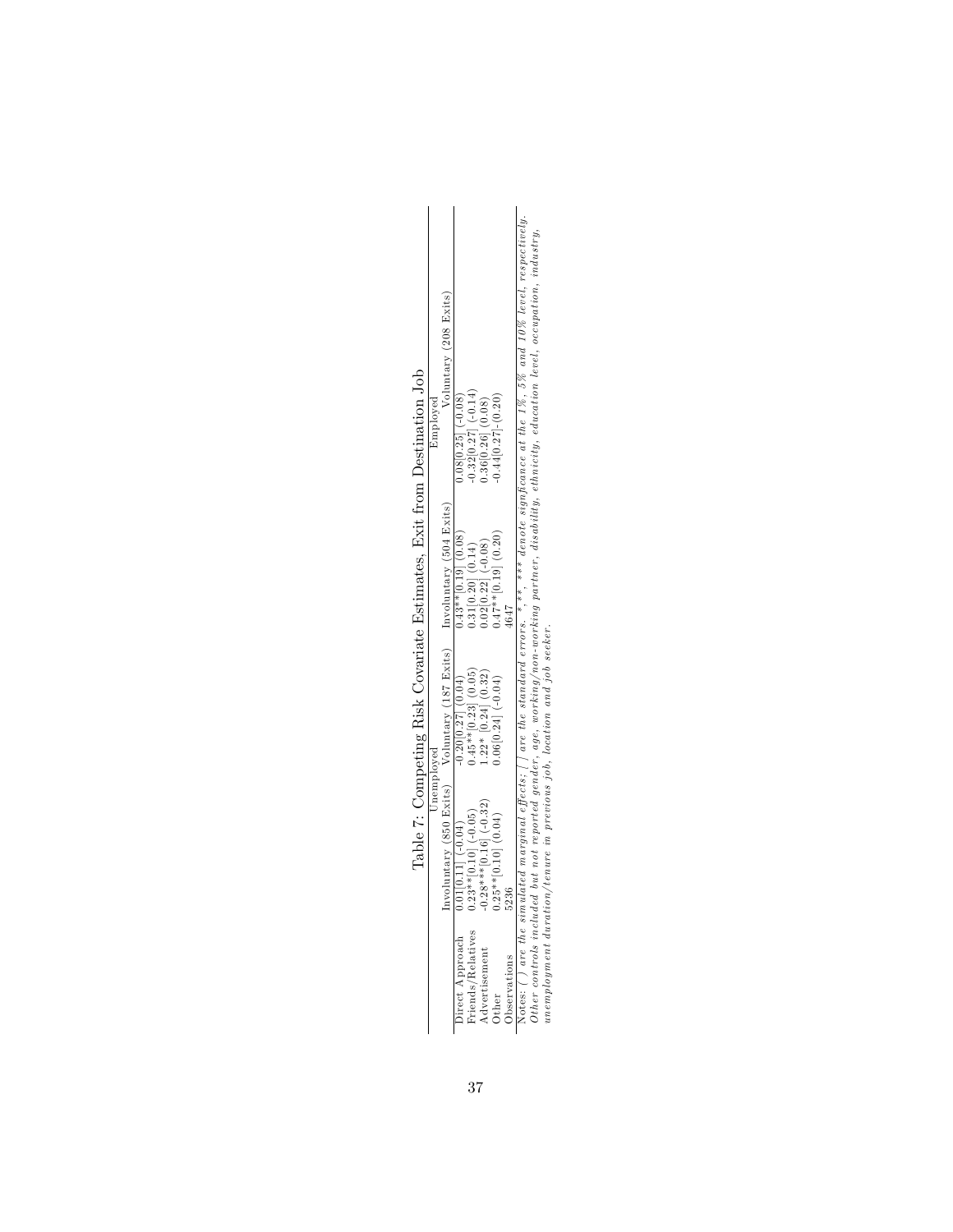Table 7: Competing Risk Covariate Estimates, Exit from Destination Job

| | Unemployed | | Employed | |
|---|---|---|---|---|
| | Involuntary (850 Exits) | Voluntary (187 Exits) | Involuntary (504 Exits) | Voluntary (208 Exits) |
| Direct Approach | 0.01[0.11] (-0.04) | -0.20[0.27] (0.04) | 0.43**[0.19] (0.08) | 0.08[0.25] (-0.08) |
| Friends/Relatives | 0.23**[0.10] (-0.05) | 0.45**[0.23] (0.05) | 0.31[0.20] (0.14) | -0.32[0.27] (-0.14) |
| Advertisement | -0.28***[0.16] (-0.32) | 1.22* [0.24] (0.32) | 0.02[0.22] (-0.08) | 0.36[0.26] (0.08) |
| Other | 0.25**[0.10] (0.04) | 0.06[0.24] (-0.04) | 0.47**[0.19] (0.20) | -0.44[0.27]-(0.20) |
| Observations | 5236 | | 4647 | |

Notes: ( ) are the simulated marginal effects; [ ] are the standard errors. *,**, *** denote signficance at the 1%, 5% and 10% level, respectively. *Other controls included but not reported gender, age, working/non-working partner, disability, ethnicity, education level, occupation, industry, unemployment duration/tenure in previous job, location and job seeker.*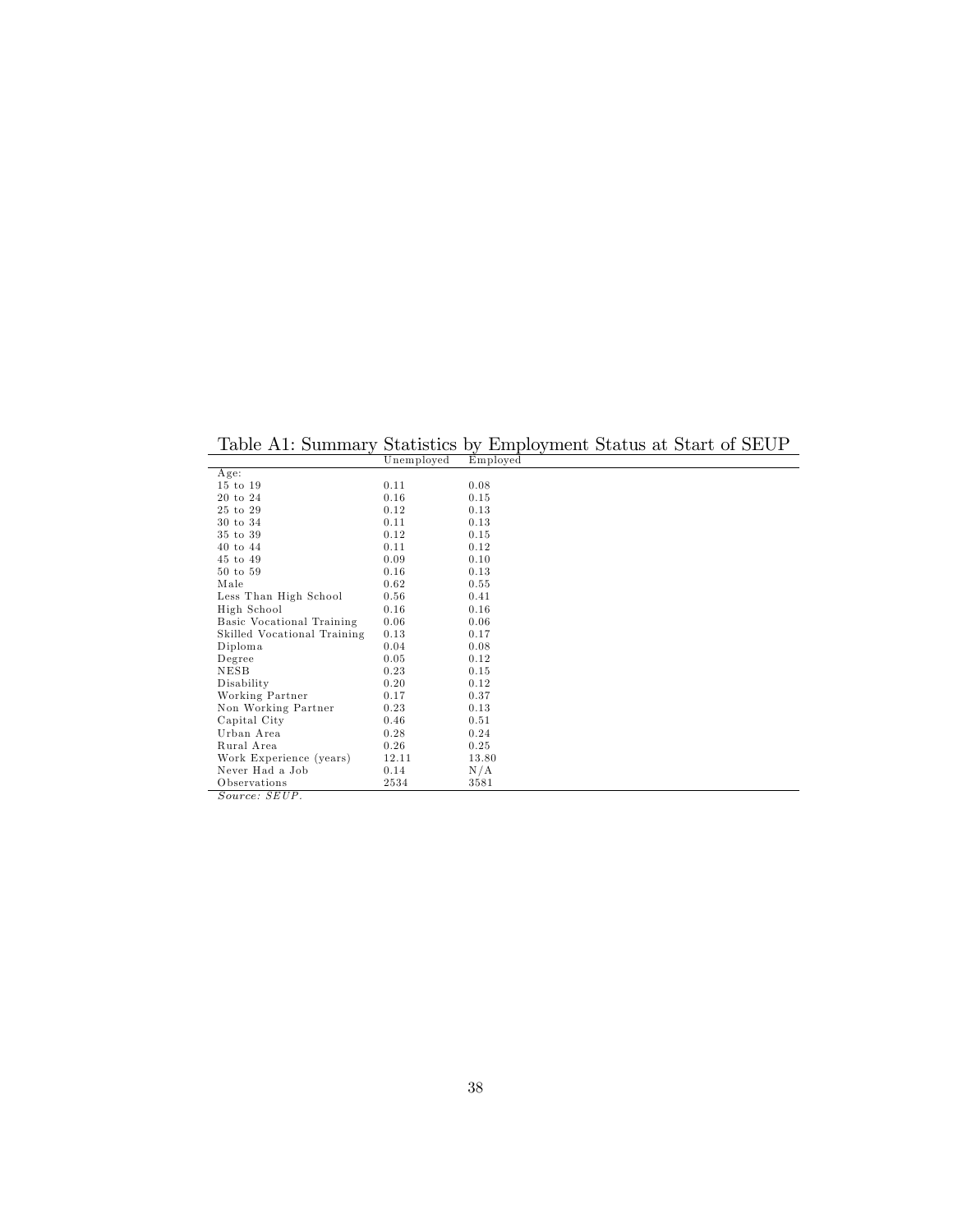Table A1: Summary Statistics by Employment Status at Start of SEUP

| | Unemployed | Employed |
| --- | --- | --- |
| Age: | | |
| 15 to 19 | 0.11 | 0.08 |
| 20 to 24 | 0.16 | 0.15 |
| 25 to 29 | 0.12 | 0.13 |
| 30 to 34 | 0.11 | 0.13 |
| 35 to 39 | 0.12 | 0.15 |
| 40 to 44 | 0.11 | 0.12 |
| 45 to 49 | 0.09 | 0.10 |
| 50 to 59 | 0.16 | 0.13 |
| Male | 0.62 | 0.55 |
| Less Than High School | 0.56 | 0.41 |
| High School | 0.16 | 0.16 |
| Basic Vocational Training | 0.06 | 0.06 |
| Skilled Vocational Training | 0.13 | 0.17 |
| Diploma | 0.04 | 0.08 |
| Degree | 0.05 | 0.12 |
| NESB | 0.23 | 0.15 |
| Disability | 0.20 | 0.12 |
| Working Partner | 0.17 | 0.37 |
| Non Working Partner | 0.23 | 0.13 |
| Capital City | 0.46 | 0.51 |
| Urban Area | 0.28 | 0.24 |
| Rural Area | 0.26 | 0.25 |
| Work Experience (years) | 12.11 | 13.80 |
| Never Had a Job | 0.14 | N/A |
| Observations | 2534 | 3581 |

*Source: SEUP.*